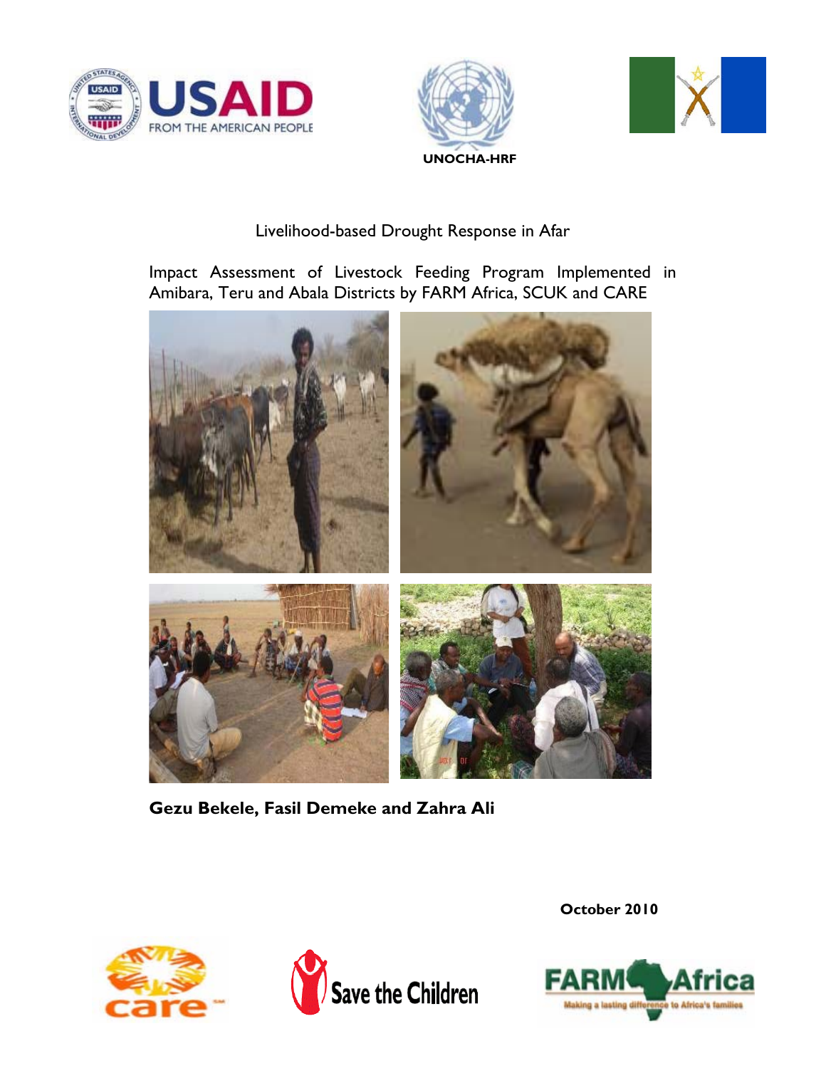UNOCHA-HRF

# Livelihood-based Drought Response in Afar

## Impact Assessment of Livestock Feeding Program Implemented in Amibara, Teru and Abala Districts by FARM Africa, SCUK and CARE

**Gezu Bekele, Fasil Demeke and Zahra Ali**

**October 2010**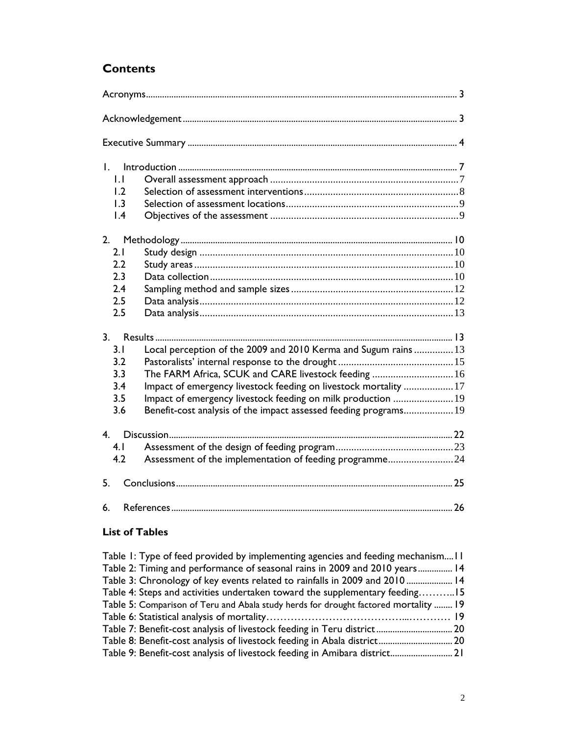# Contents

Acronyms .... 3

Acknowledgement .... 3

Executive Summary .... 4

1. Introduction .... 7
   - 1.1 Overall assessment approach .... 7
   - 1.2 Selection of assessment interventions .... 8
   - 1.3 Selection of assessment locations .... 9
   - 1.4 Objectives of the assessment .... 9

2. Methodology .... 10
   - 2.1 Study design .... 10
   - 2.2 Study areas .... 10
   - 2.3 Data collection .... 10
   - 2.4 Sampling method and sample sizes .... 12
   - 2.5 Data analysis .... 12
   - 2.5 Data analysis .... 13

3. Results .... 13
   - 3.1 Local perception of the 2009 and 2010 Kerma and Sugum rains .... 13
   - 3.2 Pastoralists' internal response to the drought .... 15
   - 3.3 The FARM Africa, SCUK and CARE livestock feeding .... 16
   - 3.4 Impact of emergency livestock feeding on livestock mortality .... 17
   - 3.5 Impact of emergency livestock feeding on milk production .... 19
   - 3.6 Benefit-cost analysis of the impact assessed feeding programs .... 19

4. Discussion .... 22
   - 4.1 Assessment of the design of feeding program .... 23
   - 4.2 Assessment of the implementation of feeding programme .... 24

5. Conclusions .... 25

6. References .... 26

## List of Tables

Table 1: Type of feed provided by implementing agencies and feeding mechanism .... 11

Table 2: Timing and performance of seasonal rains in 2009 and 2010 years .... 14

Table 3: Chronology of key events related to rainfalls in 2009 and 2010 .... 14

Table 4: Steps and activities undertaken toward the supplementary feeding .... 15

Table 5: Comparison of Teru and Abala study herds for drought factored mortality .... 19

Table 6: Statistical analysis of mortality .... 19

Table 7: Benefit-cost analysis of livestock feeding in Teru district .... 20

Table 8: Benefit-cost analysis of livestock feeding in Abala district .... 20

Table 9: Benefit-cost analysis of livestock feeding in Amibara district .... 21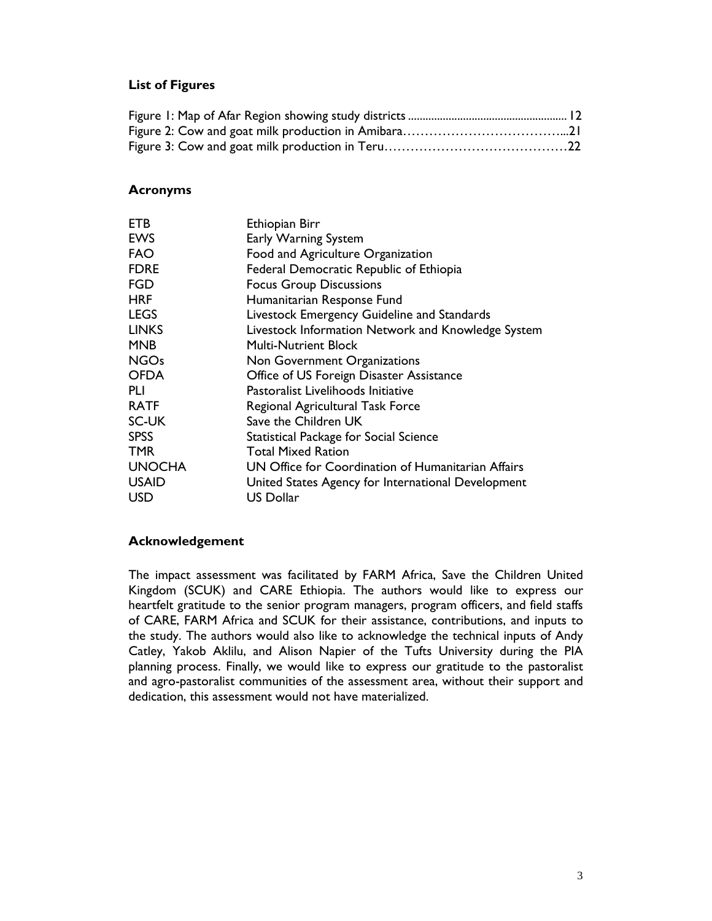## List of Figures

Figure 1: Map of Afar Region showing study districts ....................................................... 12
Figure 2: Cow and goat milk production in Amibara……………………………….21
Figure 3: Cow and goat milk production in Teru……………………………………22

## Acronyms

| | |
|---|---|
| ETB | Ethiopian Birr |
| EWS | Early Warning System |
| FAO | Food and Agriculture Organization |
| FDRE | Federal Democratic Republic of Ethiopia |
| FGD | Focus Group Discussions |
| HRF | Humanitarian Response Fund |
| LEGS | Livestock Emergency Guideline and Standards |
| LINKS | Livestock Information Network and Knowledge System |
| MNB | Multi-Nutrient Block |
| NGOs | Non Government Organizations |
| OFDA | Office of US Foreign Disaster Assistance |
| PLI | Pastoralist Livelihoods Initiative |
| RATF | Regional Agricultural Task Force |
| SC-UK | Save the Children UK |
| SPSS | Statistical Package for Social Science |
| TMR | Total Mixed Ration |
| UNOCHA | UN Office for Coordination of Humanitarian Affairs |
| USAID | United States Agency for International Development |
| USD | US Dollar |

## Acknowledgement

The impact assessment was facilitated by FARM Africa, Save the Children United Kingdom (SCUK) and CARE Ethiopia. The authors would like to express our heartfelt gratitude to the senior program managers, program officers, and field staffs of CARE, FARM Africa and SCUK for their assistance, contributions, and inputs to the study. The authors would also like to acknowledge the technical inputs of Andy Catley, Yakob Aklilu, and Alison Napier of the Tufts University during the PIA planning process. Finally, we would like to express our gratitude to the pastoralist and agro-pastoralist communities of the assessment area, without their support and dedication, this assessment would not have materialized.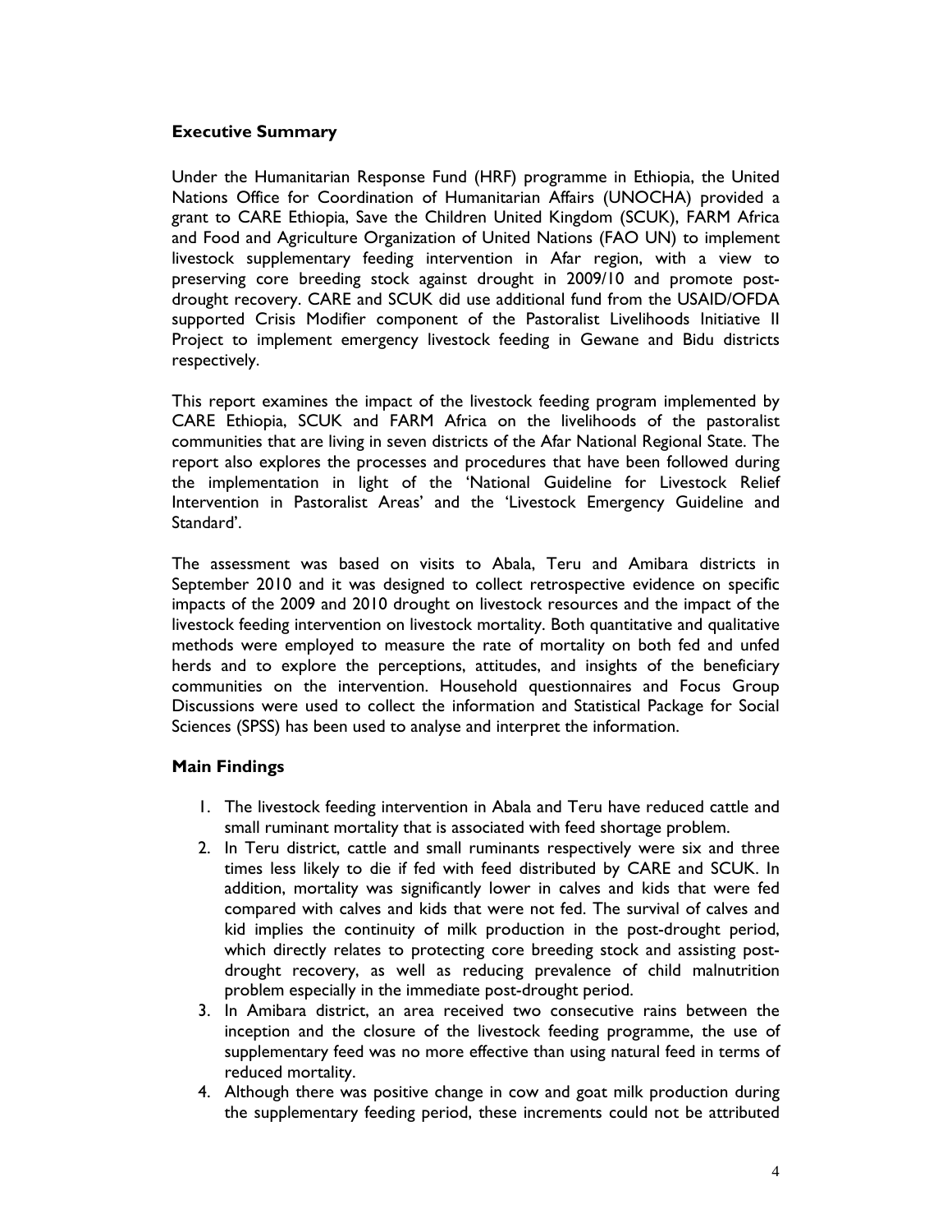## Executive Summary

Under the Humanitarian Response Fund (HRF) programme in Ethiopia, the United Nations Office for Coordination of Humanitarian Affairs (UNOCHA) provided a grant to CARE Ethiopia, Save the Children United Kingdom (SCUK), FARM Africa and Food and Agriculture Organization of United Nations (FAO UN) to implement livestock supplementary feeding intervention in Afar region, with a view to preserving core breeding stock against drought in 2009/10 and promote post-drought recovery. CARE and SCUK did use additional fund from the USAID/OFDA supported Crisis Modifier component of the Pastoralist Livelihoods Initiative II Project to implement emergency livestock feeding in Gewane and Bidu districts respectively.

This report examines the impact of the livestock feeding program implemented by CARE Ethiopia, SCUK and FARM Africa on the livelihoods of the pastoralist communities that are living in seven districts of the Afar National Regional State. The report also explores the processes and procedures that have been followed during the implementation in light of the 'National Guideline for Livestock Relief Intervention in Pastoralist Areas' and the 'Livestock Emergency Guideline and Standard'.

The assessment was based on visits to Abala, Teru and Amibara districts in September 2010 and it was designed to collect retrospective evidence on specific impacts of the 2009 and 2010 drought on livestock resources and the impact of the livestock feeding intervention on livestock mortality. Both quantitative and qualitative methods were employed to measure the rate of mortality on both fed and unfed herds and to explore the perceptions, attitudes, and insights of the beneficiary communities on the intervention. Household questionnaires and Focus Group Discussions were used to collect the information and Statistical Package for Social Sciences (SPSS) has been used to analyse and interpret the information.

## Main Findings

1. The livestock feeding intervention in Abala and Teru have reduced cattle and small ruminant mortality that is associated with feed shortage problem.
2. In Teru district, cattle and small ruminants respectively were six and three times less likely to die if fed with feed distributed by CARE and SCUK. In addition, mortality was significantly lower in calves and kids that were fed compared with calves and kids that were not fed. The survival of calves and kid implies the continuity of milk production in the post-drought period, which directly relates to protecting core breeding stock and assisting post-drought recovery, as well as reducing prevalence of child malnutrition problem especially in the immediate post-drought period.
3. In Amibara district, an area received two consecutive rains between the inception and the closure of the livestock feeding programme, the use of supplementary feed was no more effective than using natural feed in terms of reduced mortality.
4. Although there was positive change in cow and goat milk production during the supplementary feeding period, these increments could not be attributed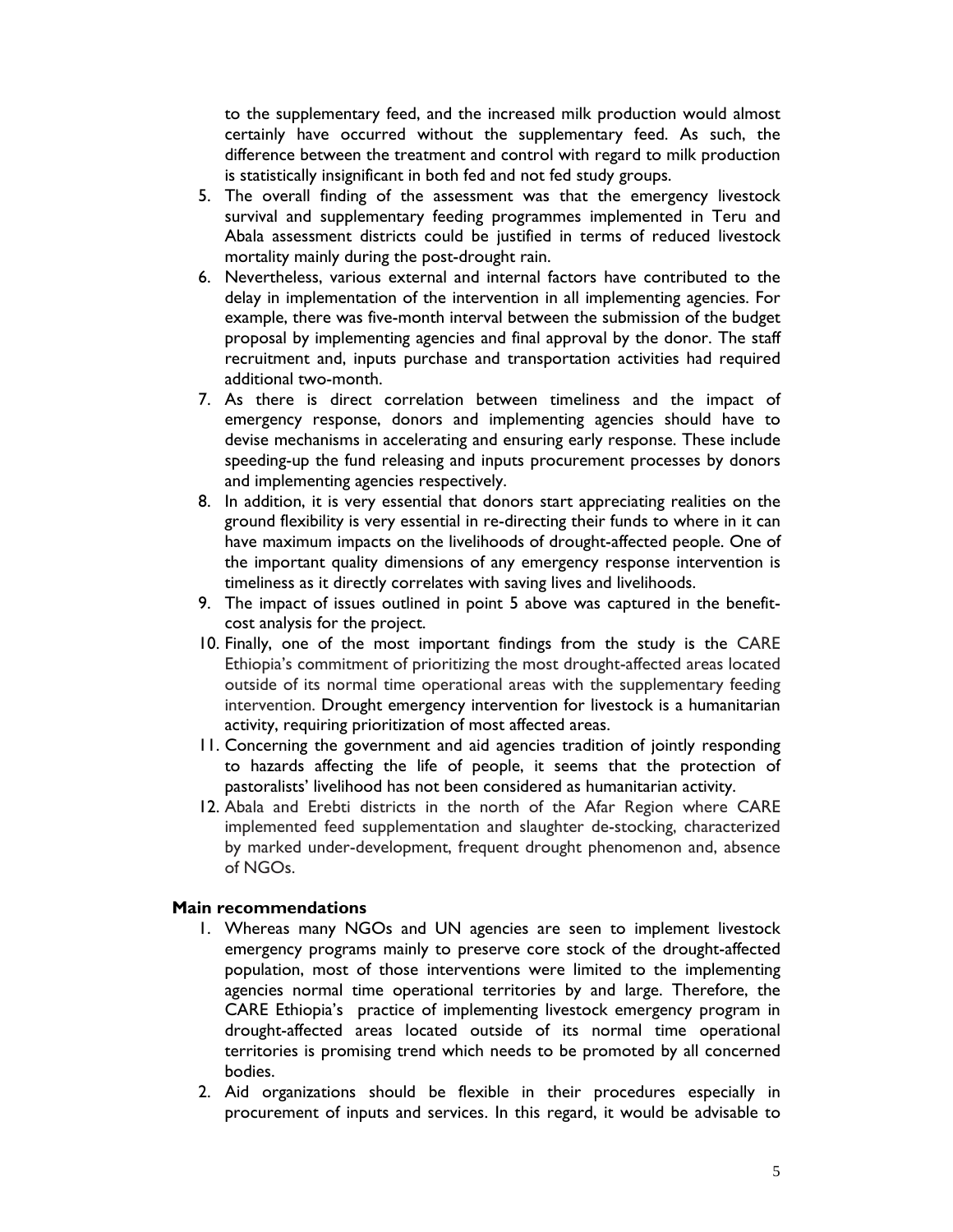to the supplementary feed, and the increased milk production would almost certainly have occurred without the supplementary feed. As such, the difference between the treatment and control with regard to milk production is statistically insignificant in both fed and not fed study groups.

5. The overall finding of the assessment was that the emergency livestock survival and supplementary feeding programmes implemented in Teru and Abala assessment districts could be justified in terms of reduced livestock mortality mainly during the post-drought rain.
6. Nevertheless, various external and internal factors have contributed to the delay in implementation of the intervention in all implementing agencies. For example, there was five-month interval between the submission of the budget proposal by implementing agencies and final approval by the donor. The staff recruitment and, inputs purchase and transportation activities had required additional two-month.
7. As there is direct correlation between timeliness and the impact of emergency response, donors and implementing agencies should have to devise mechanisms in accelerating and ensuring early response. These include speeding-up the fund releasing and inputs procurement processes by donors and implementing agencies respectively.
8. In addition, it is very essential that donors start appreciating realities on the ground flexibility is very essential in re-directing their funds to where in it can have maximum impacts on the livelihoods of drought-affected people. One of the important quality dimensions of any emergency response intervention is timeliness as it directly correlates with saving lives and livelihoods.
9. The impact of issues outlined in point 5 above was captured in the benefit-cost analysis for the project.
10. Finally, one of the most important findings from the study is the CARE Ethiopia's commitment of prioritizing the most drought-affected areas located outside of its normal time operational areas with the supplementary feeding intervention. Drought emergency intervention for livestock is a humanitarian activity, requiring prioritization of most affected areas.
11. Concerning the government and aid agencies tradition of jointly responding to hazards affecting the life of people, it seems that the protection of pastoralists' livelihood has not been considered as humanitarian activity.
12. Abala and Erebti districts in the north of the Afar Region where CARE implemented feed supplementation and slaughter de-stocking, characterized by marked under-development, frequent drought phenomenon and, absence of NGOs.

**Main recommendations**

1. Whereas many NGOs and UN agencies are seen to implement livestock emergency programs mainly to preserve core stock of the drought-affected population, most of those interventions were limited to the implementing agencies normal time operational territories by and large. Therefore, the CARE Ethiopia's practice of implementing livestock emergency program in drought-affected areas located outside of its normal time operational territories is promising trend which needs to be promoted by all concerned bodies.
2. Aid organizations should be flexible in their procedures especially in procurement of inputs and services. In this regard, it would be advisable to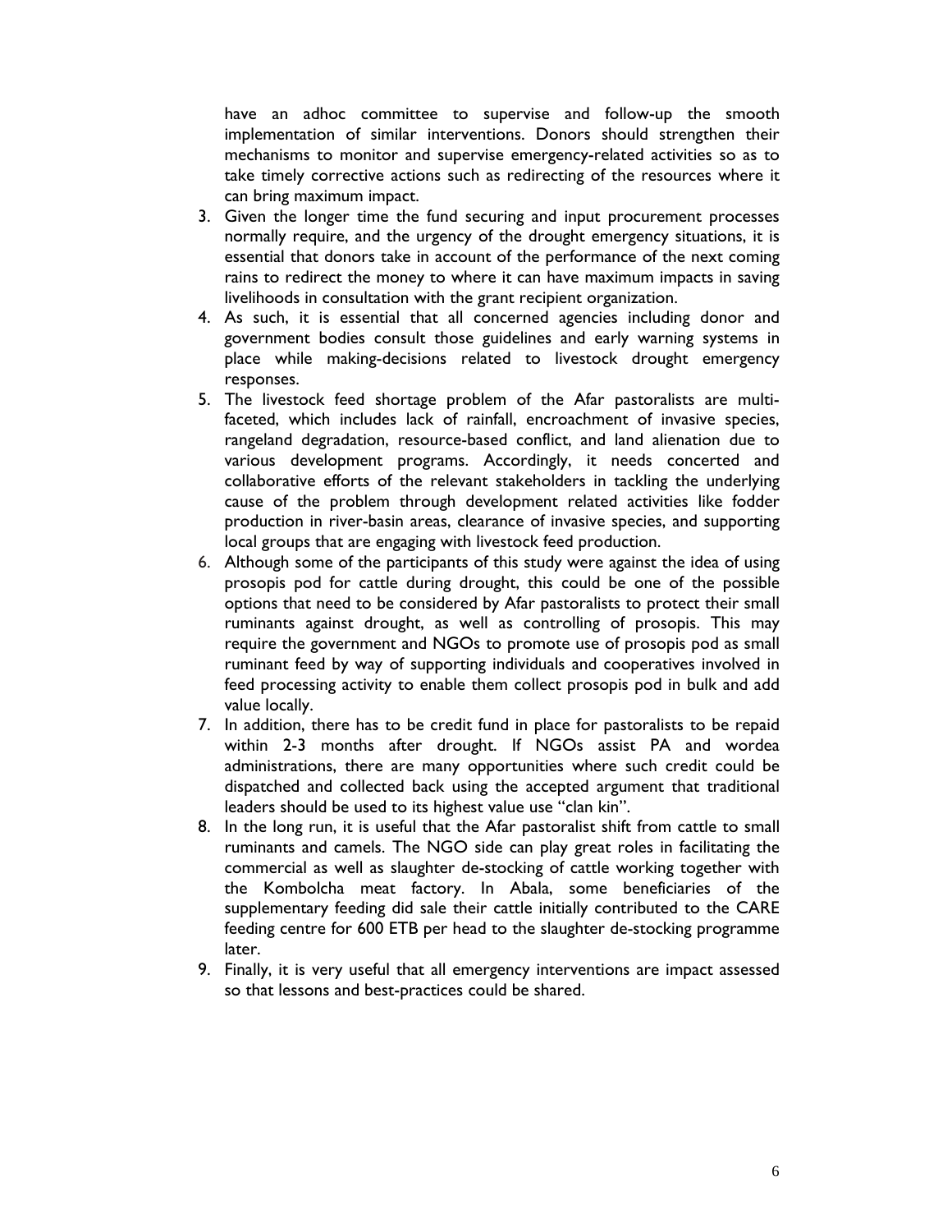have an adhoc committee to supervise and follow-up the smooth implementation of similar interventions. Donors should strengthen their mechanisms to monitor and supervise emergency-related activities so as to take timely corrective actions such as redirecting of the resources where it can bring maximum impact.

3. Given the longer time the fund securing and input procurement processes normally require, and the urgency of the drought emergency situations, it is essential that donors take in account of the performance of the next coming rains to redirect the money to where it can have maximum impacts in saving livelihoods in consultation with the grant recipient organization.
4. As such, it is essential that all concerned agencies including donor and government bodies consult those guidelines and early warning systems in place while making-decisions related to livestock drought emergency responses.
5. The livestock feed shortage problem of the Afar pastoralists are multi-faceted, which includes lack of rainfall, encroachment of invasive species, rangeland degradation, resource-based conflict, and land alienation due to various development programs. Accordingly, it needs concerted and collaborative efforts of the relevant stakeholders in tackling the underlying cause of the problem through development related activities like fodder production in river-basin areas, clearance of invasive species, and supporting local groups that are engaging with livestock feed production.
6. Although some of the participants of this study were against the idea of using prosopis pod for cattle during drought, this could be one of the possible options that need to be considered by Afar pastoralists to protect their small ruminants against drought, as well as controlling of prosopis. This may require the government and NGOs to promote use of prosopis pod as small ruminant feed by way of supporting individuals and cooperatives involved in feed processing activity to enable them collect prosopis pod in bulk and add value locally.
7. In addition, there has to be credit fund in place for pastoralists to be repaid within 2-3 months after drought. If NGOs assist PA and wordea administrations, there are many opportunities where such credit could be dispatched and collected back using the accepted argument that traditional leaders should be used to its highest value use "clan kin".
8. In the long run, it is useful that the Afar pastoralist shift from cattle to small ruminants and camels. The NGO side can play great roles in facilitating the commercial as well as slaughter de-stocking of cattle working together with the Kombolcha meat factory. In Abala, some beneficiaries of the supplementary feeding did sale their cattle initially contributed to the CARE feeding centre for 600 ETB per head to the slaughter de-stocking programme later.
9. Finally, it is very useful that all emergency interventions are impact assessed so that lessons and best-practices could be shared.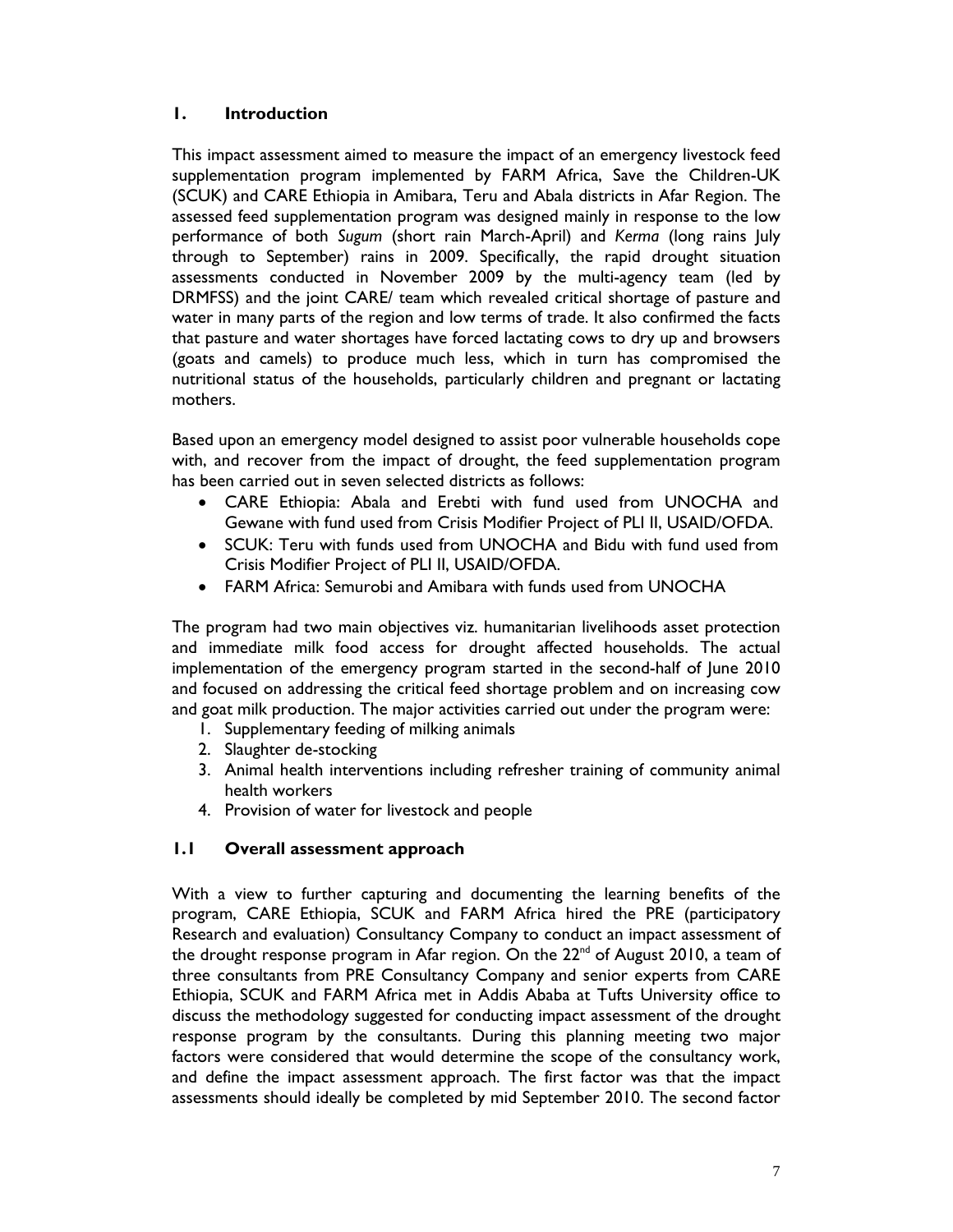# 1. Introduction

This impact assessment aimed to measure the impact of an emergency livestock feed supplementation program implemented by FARM Africa, Save the Children-UK (SCUK) and CARE Ethiopia in Amibara, Teru and Abala districts in Afar Region. The assessed feed supplementation program was designed mainly in response to the low performance of both *Sugum* (short rain March-April) and *Kerma* (long rains July through to September) rains in 2009. Specifically, the rapid drought situation assessments conducted in November 2009 by the multi-agency team (led by DRMFSS) and the joint CARE/ team which revealed critical shortage of pasture and water in many parts of the region and low terms of trade. It also confirmed the facts that pasture and water shortages have forced lactating cows to dry up and browsers (goats and camels) to produce much less, which in turn has compromised the nutritional status of the households, particularly children and pregnant or lactating mothers.

Based upon an emergency model designed to assist poor vulnerable households cope with, and recover from the impact of drought, the feed supplementation program has been carried out in seven selected districts as follows:

- CARE Ethiopia: Abala and Erebti with fund used from UNOCHA and Gewane with fund used from Crisis Modifier Project of PLI II, USAID/OFDA.
- SCUK: Teru with funds used from UNOCHA and Bidu with fund used from Crisis Modifier Project of PLI II, USAID/OFDA.
- FARM Africa: Semurobi and Amibara with funds used from UNOCHA

The program had two main objectives viz. humanitarian livelihoods asset protection and immediate milk food access for drought affected households. The actual implementation of the emergency program started in the second-half of June 2010 and focused on addressing the critical feed shortage problem and on increasing cow and goat milk production. The major activities carried out under the program were:

1. Supplementary feeding of milking animals
2. Slaughter de-stocking
3. Animal health interventions including refresher training of community animal health workers
4. Provision of water for livestock and people

## 1.1 Overall assessment approach

With a view to further capturing and documenting the learning benefits of the program, CARE Ethiopia, SCUK and FARM Africa hired the PRE (participatory Research and evaluation) Consultancy Company to conduct an impact assessment of the drought response program in Afar region. On the 22nd of August 2010, a team of three consultants from PRE Consultancy Company and senior experts from CARE Ethiopia, SCUK and FARM Africa met in Addis Ababa at Tufts University office to discuss the methodology suggested for conducting impact assessment of the drought response program by the consultants. During this planning meeting two major factors were considered that would determine the scope of the consultancy work, and define the impact assessment approach. The first factor was that the impact assessments should ideally be completed by mid September 2010. The second factor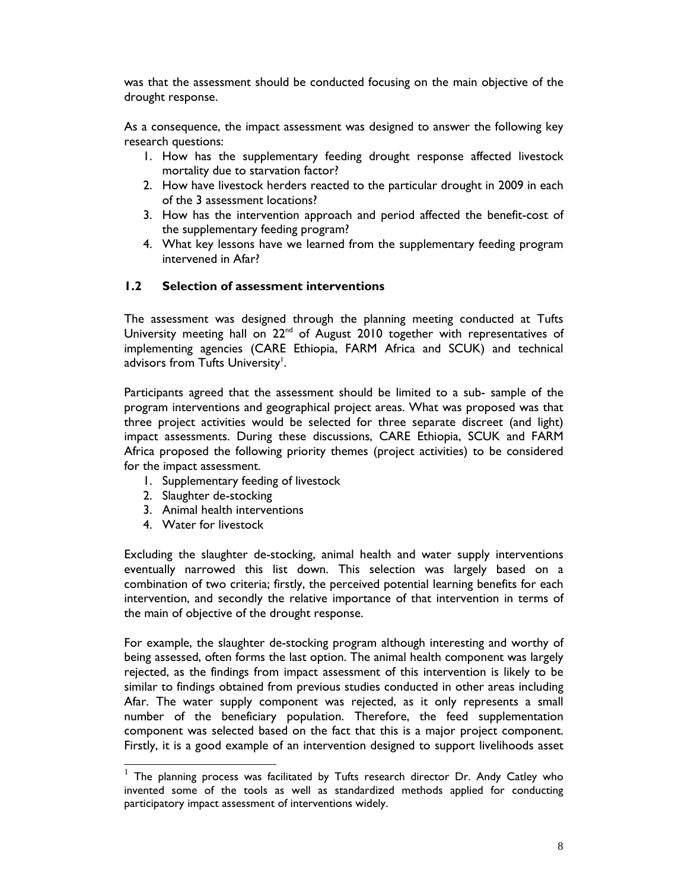was that the assessment should be conducted focusing on the main objective of the drought response.

As a consequence, the impact assessment was designed to answer the following key research questions:

1. How has the supplementary feeding drought response affected livestock mortality due to starvation factor?
2. How have livestock herders reacted to the particular drought in 2009 in each of the 3 assessment locations?
3. How has the intervention approach and period affected the benefit-cost of the supplementary feeding program?
4. What key lessons have we learned from the supplementary feeding program intervened in Afar?

## 1.2 Selection of assessment interventions

The assessment was designed through the planning meeting conducted at Tufts University meeting hall on 22nd of August 2010 together with representatives of implementing agencies (CARE Ethiopia, FARM Africa and SCUK) and technical advisors from Tufts University[1].

Participants agreed that the assessment should be limited to a sub- sample of the program interventions and geographical project areas. What was proposed was that three project activities would be selected for three separate discreet (and light) impact assessments. During these discussions, CARE Ethiopia, SCUK and FARM Africa proposed the following priority themes (project activities) to be considered for the impact assessment.

1. Supplementary feeding of livestock
2. Slaughter de-stocking
3. Animal health interventions
4. Water for livestock

Excluding the slaughter de-stocking, animal health and water supply interventions eventually narrowed this list down. This selection was largely based on a combination of two criteria; firstly, the perceived potential learning benefits for each intervention, and secondly the relative importance of that intervention in terms of the main of objective of the drought response.

For example, the slaughter de-stocking program although interesting and worthy of being assessed, often forms the last option. The animal health component was largely rejected, as the findings from impact assessment of this intervention is likely to be similar to findings obtained from previous studies conducted in other areas including Afar. The water supply component was rejected, as it only represents a small number of the beneficiary population. Therefore, the feed supplementation component was selected based on the fact that this is a major project component. Firstly, it is a good example of an intervention designed to support livelihoods asset

[1] The planning process was facilitated by Tufts research director Dr. Andy Catley who invented some of the tools as well as standardized methods applied for conducting participatory impact assessment of interventions widely.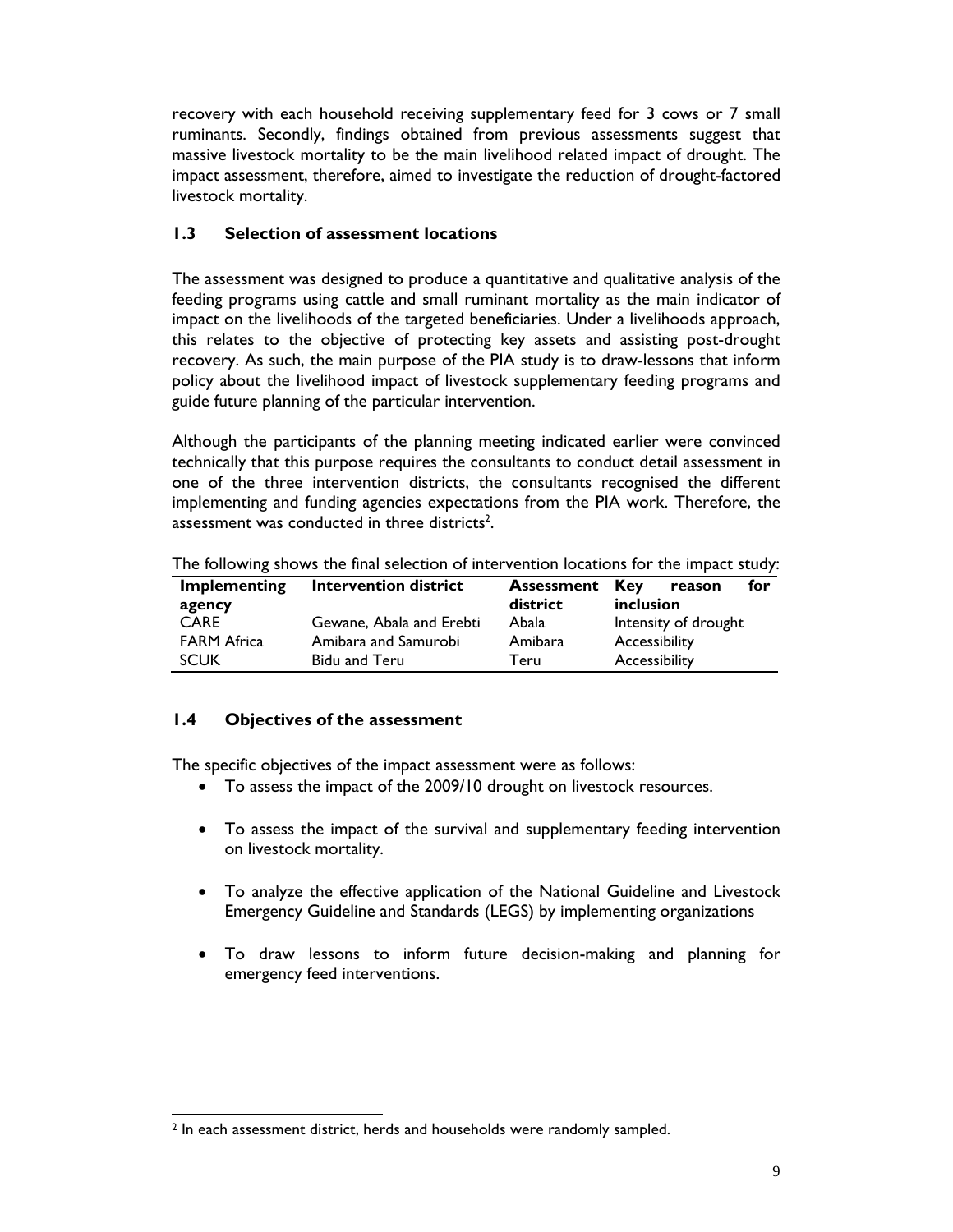recovery with each household receiving supplementary feed for 3 cows or 7 small ruminants. Secondly, findings obtained from previous assessments suggest that massive livestock mortality to be the main livelihood related impact of drought. The impact assessment, therefore, aimed to investigate the reduction of drought-factored livestock mortality.

## 1.3 Selection of assessment locations

The assessment was designed to produce a quantitative and qualitative analysis of the feeding programs using cattle and small ruminant mortality as the main indicator of impact on the livelihoods of the targeted beneficiaries. Under a livelihoods approach, this relates to the objective of protecting key assets and assisting post-drought recovery. As such, the main purpose of the PIA study is to draw-lessons that inform policy about the livelihood impact of livestock supplementary feeding programs and guide future planning of the particular intervention.

Although the participants of the planning meeting indicated earlier were convinced technically that this purpose requires the consultants to conduct detail assessment in one of the three intervention districts, the consultants recognised the different implementing and funding agencies expectations from the PIA work. Therefore, the assessment was conducted in three districts[2].

The following shows the final selection of intervention locations for the impact study:

| Implementing agency | Intervention district | Assessment district | Key reason for inclusion |
|---|---|---|---|
| CARE | Gewane, Abala and Erebti | Abala | Intensity of drought |
| FARM Africa | Amibara and Samurobi | Amibara | Accessibility |
| SCUK | Bidu and Teru | Teru | Accessibility |

## 1.4 Objectives of the assessment

The specific objectives of the impact assessment were as follows:

- To assess the impact of the 2009/10 drought on livestock resources.
- To assess the impact of the survival and supplementary feeding intervention on livestock mortality.
- To analyze the effective application of the National Guideline and Livestock Emergency Guideline and Standards (LEGS) by implementing organizations
- To draw lessons to inform future decision-making and planning for emergency feed interventions.

[2] In each assessment district, herds and households were randomly sampled.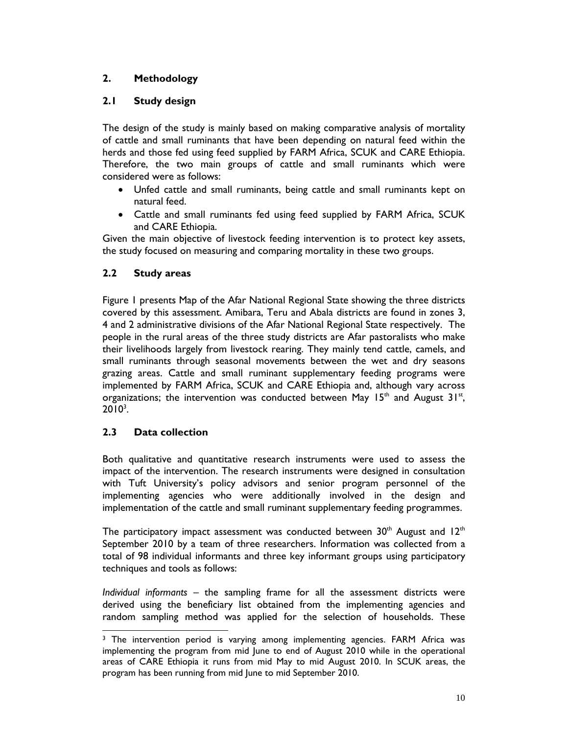## 2. Methodology

### 2.1 Study design

The design of the study is mainly based on making comparative analysis of mortality of cattle and small ruminants that have been depending on natural feed within the herds and those fed using feed supplied by FARM Africa, SCUK and CARE Ethiopia. Therefore, the two main groups of cattle and small ruminants which were considered were as follows:

- Unfed cattle and small ruminants, being cattle and small ruminants kept on natural feed.
- Cattle and small ruminants fed using feed supplied by FARM Africa, SCUK and CARE Ethiopia.

Given the main objective of livestock feeding intervention is to protect key assets, the study focused on measuring and comparing mortality in these two groups.

### 2.2 Study areas

Figure 1 presents Map of the Afar National Regional State showing the three districts covered by this assessment. Amibara, Teru and Abala districts are found in zones 3, 4 and 2 administrative divisions of the Afar National Regional State respectively. The people in the rural areas of the three study districts are Afar pastoralists who make their livelihoods largely from livestock rearing. They mainly tend cattle, camels, and small ruminants through seasonal movements between the wet and dry seasons grazing areas. Cattle and small ruminant supplementary feeding programs were implemented by FARM Africa, SCUK and CARE Ethiopia and, although vary across organizations; the intervention was conducted between May 15th and August 31st, 2010[3].

### 2.3 Data collection

Both qualitative and quantitative research instruments were used to assess the impact of the intervention. The research instruments were designed in consultation with Tuft University's policy advisors and senior program personnel of the implementing agencies who were additionally involved in the design and implementation of the cattle and small ruminant supplementary feeding programmes.

The participatory impact assessment was conducted between 30th August and 12th September 2010 by a team of three researchers. Information was collected from a total of 98 individual informants and three key informant groups using participatory techniques and tools as follows:

*Individual informants* – the sampling frame for all the assessment districts were derived using the beneficiary list obtained from the implementing agencies and random sampling method was applied for the selection of households. These

---

[3] The intervention period is varying among implementing agencies. FARM Africa was implementing the program from mid June to end of August 2010 while in the operational areas of CARE Ethiopia it runs from mid May to mid August 2010. In SCUK areas, the program has been running from mid June to mid September 2010.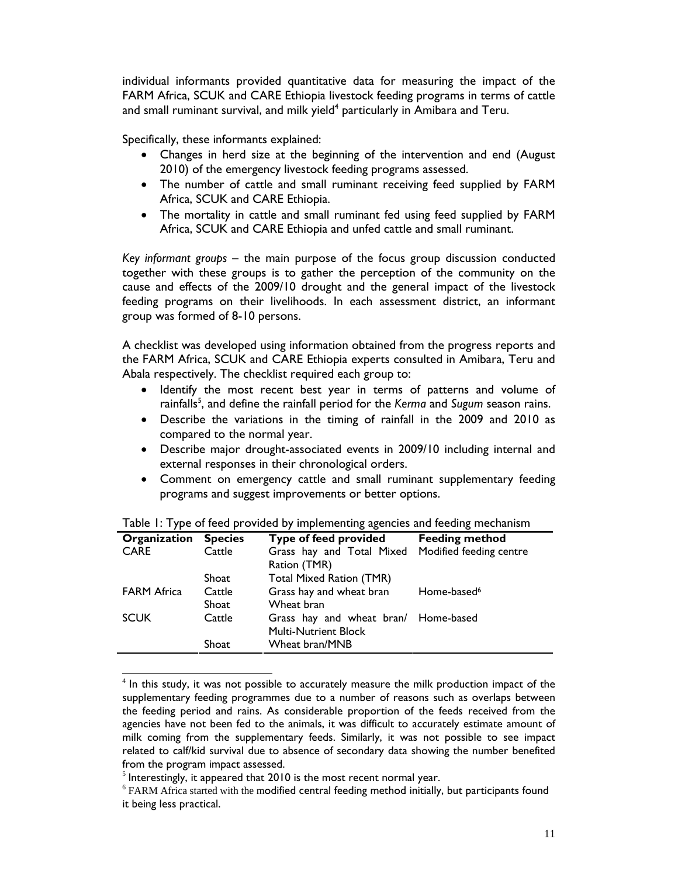individual informants provided quantitative data for measuring the impact of the FARM Africa, SCUK and CARE Ethiopia livestock feeding programs in terms of cattle and small ruminant survival, and milk yield[4] particularly in Amibara and Teru.

Specifically, these informants explained:

- Changes in herd size at the beginning of the intervention and end (August 2010) of the emergency livestock feeding programs assessed.
- The number of cattle and small ruminant receiving feed supplied by FARM Africa, SCUK and CARE Ethiopia.
- The mortality in cattle and small ruminant fed using feed supplied by FARM Africa, SCUK and CARE Ethiopia and unfed cattle and small ruminant.

*Key informant groups* – the main purpose of the focus group discussion conducted together with these groups is to gather the perception of the community on the cause and effects of the 2009/10 drought and the general impact of the livestock feeding programs on their livelihoods. In each assessment district, an informant group was formed of 8-10 persons.

A checklist was developed using information obtained from the progress reports and the FARM Africa, SCUK and CARE Ethiopia experts consulted in Amibara, Teru and Abala respectively. The checklist required each group to:

- Identify the most recent best year in terms of patterns and volume of rainfalls[5], and define the rainfall period for the *Kerma* and *Sugum* season rains.
- Describe the variations in the timing of rainfall in the 2009 and 2010 as compared to the normal year.
- Describe major drought-associated events in 2009/10 including internal and external responses in their chronological orders.
- Comment on emergency cattle and small ruminant supplementary feeding programs and suggest improvements or better options.

Table 1: Type of feed provided by implementing agencies and feeding mechanism

| Organization | Species | Type of feed provided | Feeding method |
|---|---|---|---|
| CARE | Cattle | Grass hay and Total Mixed Ration (TMR) | Modified feeding centre |
| | Shoat | Total Mixed Ration (TMR) | |
| FARM Africa | Cattle | Grass hay and wheat bran | Home-based[6] |
| | Shoat | Wheat bran | |
| SCUK | Cattle | Grass hay and wheat bran/ Multi-Nutrient Block | Home-based |
| | Shoat | Wheat bran/MNB | |

[4] In this study, it was not possible to accurately measure the milk production impact of the supplementary feeding programmes due to a number of reasons such as overlaps between the feeding period and rains. As considerable proportion of the feeds received from the agencies have not been fed to the animals, it was difficult to accurately estimate amount of milk coming from the supplementary feeds. Similarly, it was not possible to see impact related to calf/kid survival due to absence of secondary data showing the number benefited from the program impact assessed.

[5] Interestingly, it appeared that 2010 is the most recent normal year.

[6] FARM Africa started with the modified central feeding method initially, but participants found it being less practical.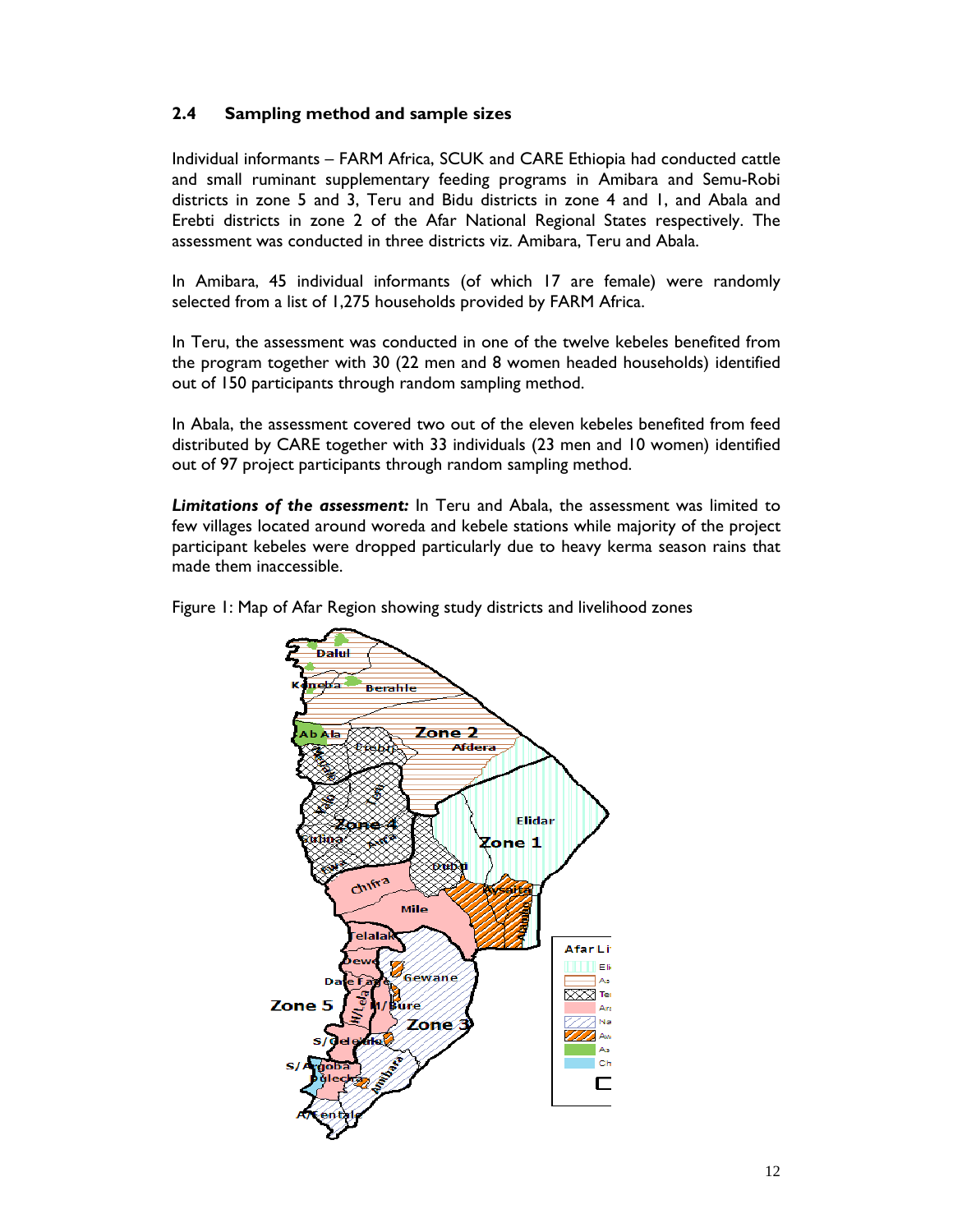## 2.4 Sampling method and sample sizes

Individual informants – FARM Africa, SCUK and CARE Ethiopia had conducted cattle and small ruminant supplementary feeding programs in Amibara and Semu-Robi districts in zone 5 and 3, Teru and Bidu districts in zone 4 and 1, and Abala and Erebti districts in zone 2 of the Afar National Regional States respectively. The assessment was conducted in three districts viz. Amibara, Teru and Abala.

In Amibara, 45 individual informants (of which 17 are female) were randomly selected from a list of 1,275 households provided by FARM Africa.

In Teru, the assessment was conducted in one of the twelve kebeles benefited from the program together with 30 (22 men and 8 women headed households) identified out of 150 participants through random sampling method.

In Abala, the assessment covered two out of the eleven kebeles benefited from feed distributed by CARE together with 33 individuals (23 men and 10 women) identified out of 97 project participants through random sampling method.

***Limitations of the assessment:*** In Teru and Abala, the assessment was limited to few villages located around woreda and kebele stations while majority of the project participant kebeles were dropped particularly due to heavy kerma season rains that made them inaccessible.

Figure 1: Map of Afar Region showing study districts and livelihood zones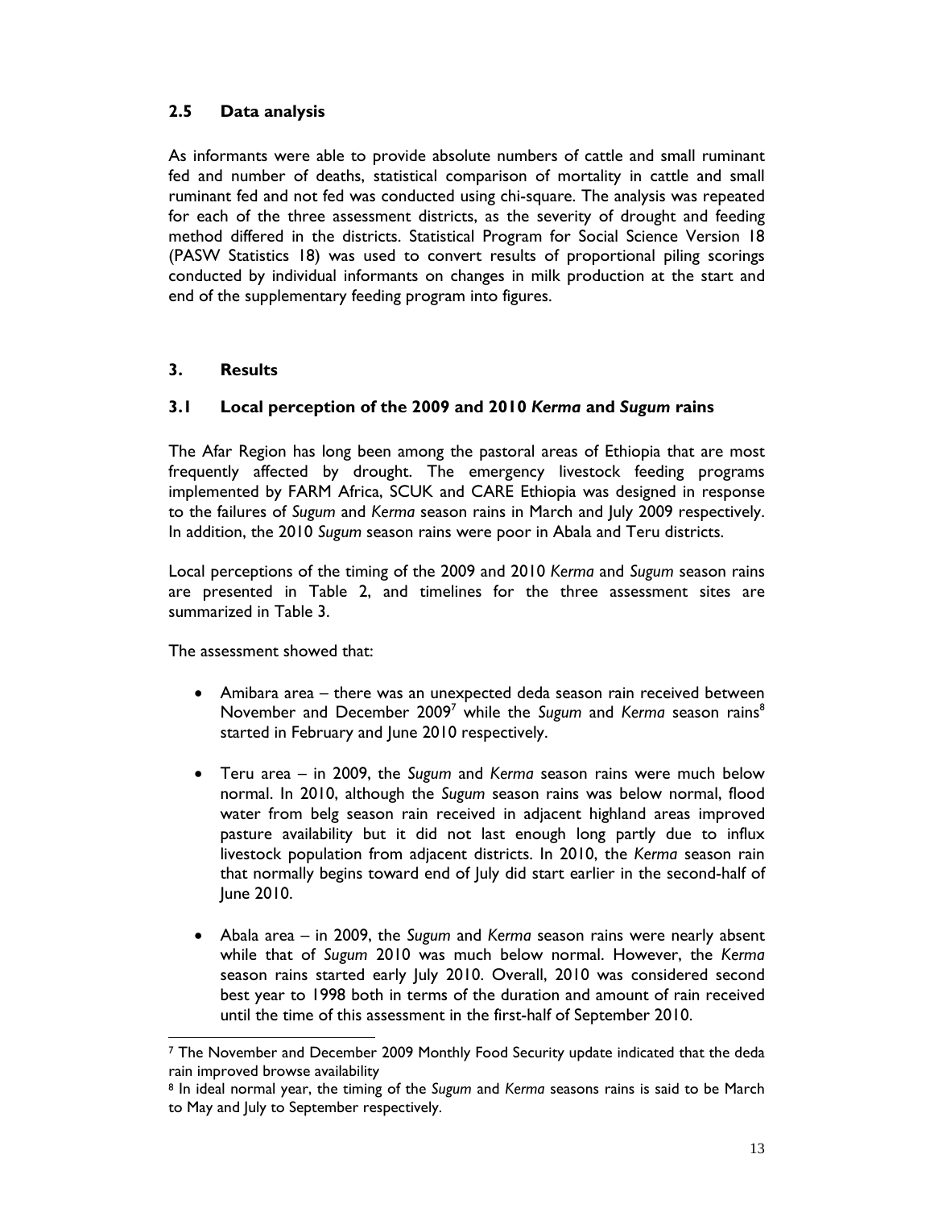## 2.5 Data analysis

As informants were able to provide absolute numbers of cattle and small ruminant fed and number of deaths, statistical comparison of mortality in cattle and small ruminant fed and not fed was conducted using chi-square. The analysis was repeated for each of the three assessment districts, as the severity of drought and feeding method differed in the districts. Statistical Program for Social Science Version 18 (PASW Statistics 18) was used to convert results of proportional piling scorings conducted by individual informants on changes in milk production at the start and end of the supplementary feeding program into figures.

# 3. Results

## 3.1 Local perception of the 2009 and 2010 *Kerma* and *Sugum* rains

The Afar Region has long been among the pastoral areas of Ethiopia that are most frequently affected by drought. The emergency livestock feeding programs implemented by FARM Africa, SCUK and CARE Ethiopia was designed in response to the failures of *Sugum* and *Kerma* season rains in March and July 2009 respectively. In addition, the 2010 *Sugum* season rains were poor in Abala and Teru districts.

Local perceptions of the timing of the 2009 and 2010 *Kerma* and *Sugum* season rains are presented in Table 2, and timelines for the three assessment sites are summarized in Table 3.

The assessment showed that:

- Amibara area – there was an unexpected deda season rain received between November and December 2009[7] while the *Sugum* and *Kerma* season rains[8] started in February and June 2010 respectively.
- Teru area – in 2009, the *Sugum* and *Kerma* season rains were much below normal. In 2010, although the *Sugum* season rain was below normal, flood water from belg season rain received in adjacent highland areas improved pasture availability but it did not last enough long partly due to influx livestock population from adjacent districts. In 2010, the *Kerma* season rain that normally begins toward end of July did start earlier in the second-half of June 2010.
- Abala area – in 2009, the *Sugum* and *Kerma* season rains were nearly absent while that of *Sugum* 2010 was much below normal. However, the *Kerma* season rains started early July 2010. Overall, 2010 was considered second best year to 1998 both in terms of the duration and amount of rain received until the time of this assessment in the first-half of September 2010.

---

[7] The November and December 2009 Monthly Food Security update indicated that the deda rain improved browse availability

[8] In ideal normal year, the timing of the *Sugum* and *Kerma* seasons rains is said to be March to May and July to September respectively.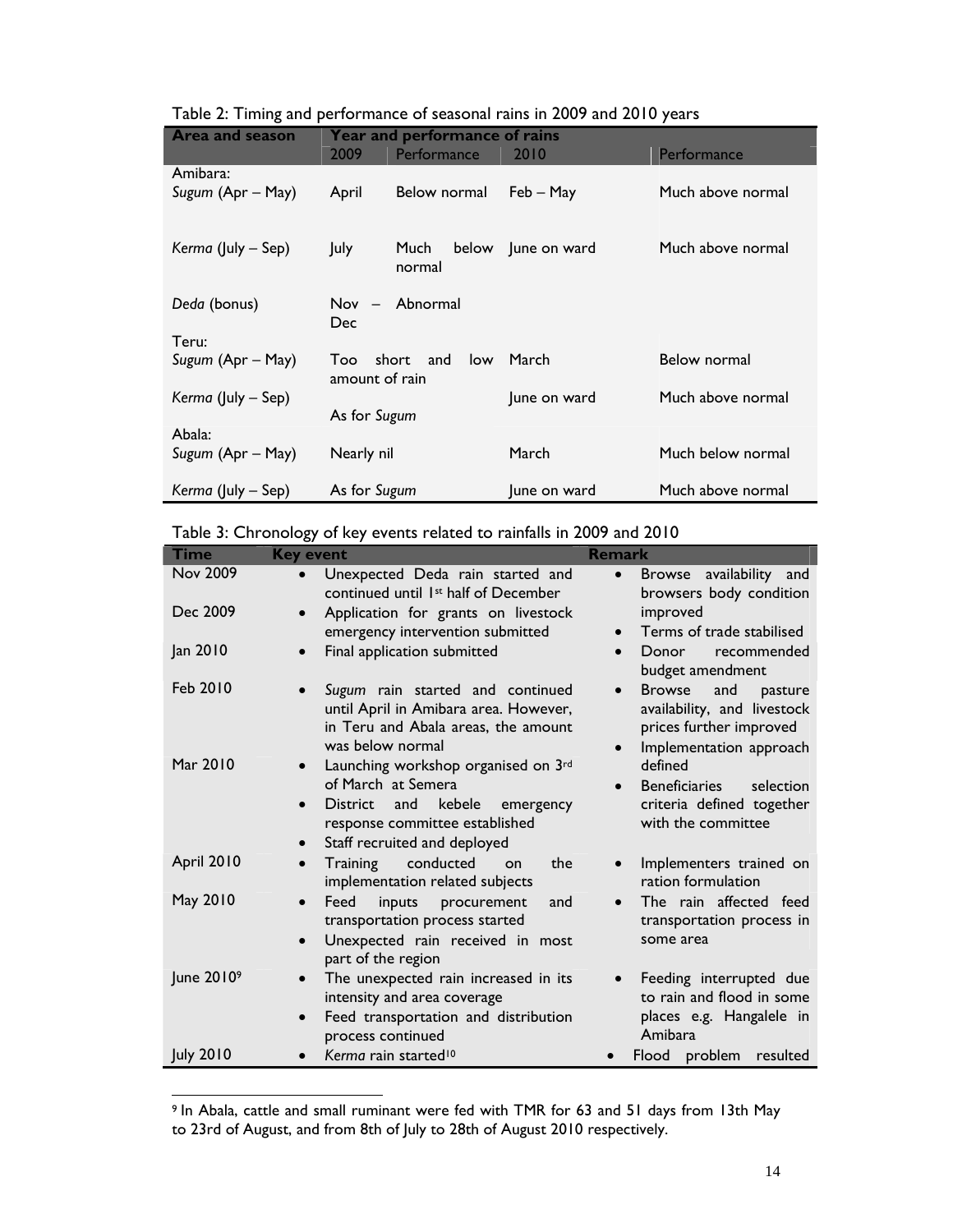Table 2: Timing and performance of seasonal rains in 2009 and 2010 years

| Area and season | Year and performance of rains | | | |
|---|---|---|---|---|
| | 2009 | Performance | 2010 | Performance |
| Amibara: | | | | |
| *Sugum* (Apr – May) | April | Below normal | Feb – May | Much above normal |
| *Kerma* (July – Sep) | July | Much below normal | June on ward | Much above normal |
| *Deda* (bonus) | Nov – Dec | Abnormal | | |
| Teru: | | | | |
| *Sugum* (Apr – May) | Too short and low amount of rain | | March | Below normal |
| *Kerma* (July – Sep) | As for *Sugum* | | June on ward | Much above normal |
| Abala: | | | | |
| *Sugum* (Apr – May) | Nearly nil | | March | Much below normal |
| *Kerma* (July – Sep) | As for *Sugum* | | June on ward | Much above normal |

Table 3: Chronology of key events related to rainfalls in 2009 and 2010

| Time | Key event | Remark |
|---|---|---|
| Nov 2009 | • Unexpected Deda rain started and continued until 1st half of December | • Browse availability and browsers body condition improved |
| Dec 2009 | • Application for grants on livestock emergency intervention submitted | • Terms of trade stabilised |
| Jan 2010 | • Final application submitted | • Donor recommended budget amendment |
| Feb 2010 | • *Sugum* rain started and continued until April in Amibara area. However, in Teru and Abala areas, the amount was below normal | • Browse and pasture availability, and livestock prices further improved<br>• Implementation approach defined |
| Mar 2010 | • Launching workshop organised on 3rd of March at Semera<br>• District and kebele emergency response committee established<br>• Staff recruited and deployed | • Beneficiaries selection criteria defined together with the committee |
| April 2010 | • Training conducted on the implementation related subjects | • Implementers trained on ration formulation |
| May 2010 | • Feed inputs procurement and transportation process started<br>• Unexpected rain received in most part of the region | • The rain affected feed transportation process in some area |
| June 2010[9] | • The unexpected rain increased in its intensity and area coverage<br>• Feed transportation and distribution process continued | • Feeding interrupted due to rain and flood in some places e.g. Hangalele in Amibara |
| July 2010 | • *Kerma* rain started[10] | • Flood problem resulted |

[9] In Abala, cattle and small ruminant were fed with TMR for 63 and 51 days from 13th May to 23rd of August, and from 8th of July to 28th of August 2010 respectively.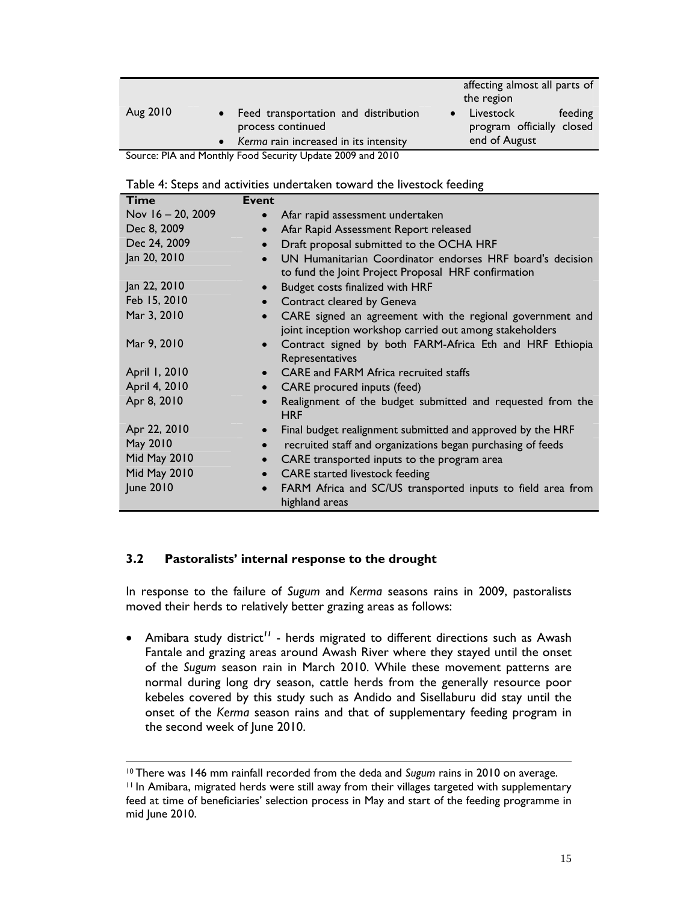| | | affecting almost all parts of the region |
|---|---|---|
| Aug 2010 | • Feed transportation and distribution process continued<br>• *Kerma* rain increased in its intensity | • Livestock feeding program officially closed end of August |

Source: PIA and Monthly Food Security Update 2009 and 2010

Table 4: Steps and activities undertaken toward the livestock feeding

| Time | Event |
|---|---|
| Nov 16 – 20, 2009 | • Afar rapid assessment undertaken |
| Dec 8, 2009 | • Afar Rapid Assessment Report released |
| Dec 24, 2009 | • Draft proposal submitted to the OCHA HRF |
| Jan 20, 2010 | • UN Humanitarian Coordinator endorses HRF board's decision to fund the Joint Project Proposal HRF confirmation |
| Jan 22, 2010 | • Budget costs finalized with HRF |
| Feb 15, 2010 | • Contract cleared by Geneva |
| Mar 3, 2010 | • CARE signed an agreement with the regional government and joint inception workshop carried out among stakeholders |
| Mar 9, 2010 | • Contract signed by both FARM-Africa Eth and HRF Ethiopia Representatives |
| April 1, 2010 | • CARE and FARM Africa recruited staffs |
| April 4, 2010 | • CARE procured inputs (feed) |
| Apr 8, 2010 | • Realignment of the budget submitted and requested from the HRF |
| Apr 22, 2010 | • Final budget realignment submitted and approved by the HRF |
| May 2010 | • recruited staff and organizations began purchasing of feeds |
| Mid May 2010 | • CARE transported inputs to the program area |
| Mid May 2010 | • CARE started livestock feeding |
| June 2010 | • FARM Africa and SC/US transported inputs to field area from highland areas |

## 3.2 Pastoralists' internal response to the drought

In response to the failure of *Sugum* and *Kerma* seasons rains in 2009, pastoralists moved their herds to relatively better grazing areas as follows:

- Amibara study district[11] - herds migrated to different directions such as Awash Fantale and grazing areas around Awash River where they stayed until the onset of the *Sugum* season rain in March 2010. While these movement patterns are normal during long dry season, cattle herds from the generally resource poor kebeles covered by this study such as Andido and Sisellaburu did stay until the onset of the *Kerma* season rains and that of supplementary feeding program in the second week of June 2010.

---

[10] There was 146 mm rainfall recorded from the deda and *Sugum* rains in 2010 on average.

[11] In Amibara, migrated herds were still away from their villages targeted with supplementary feed at time of beneficiaries' selection process in May and start of the feeding programme in mid June 2010.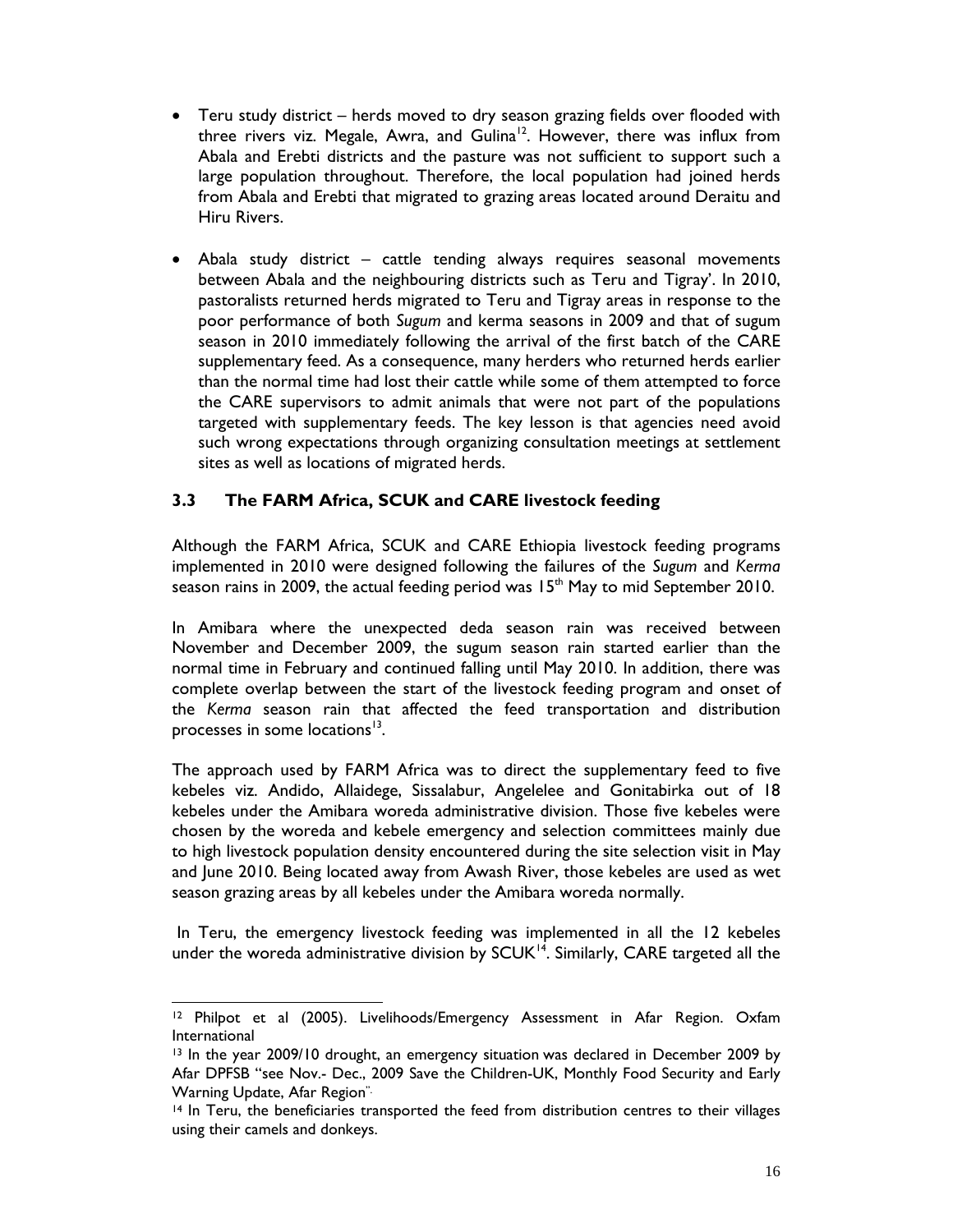- Teru study district – herds moved to dry season grazing fields over flooded with three rivers viz. Megale, Awra, and Gulina[12]. However, there was influx from Abala and Erebti districts and the pasture was not sufficient to support such a large population throughout. Therefore, the local population had joined herds from Abala and Erebti that migrated to grazing areas located around Deraitu and Hiru Rivers.

- Abala study district – cattle tending always requires seasonal movements between Abala and the neighbouring districts such as Teru and Tigray'. In 2010, pastoralists returned herds migrated to Teru and Tigray areas in response to the poor performance of both *Sugum* and kerma seasons in 2009 and that of sugum season in 2010 immediately following the arrival of the first batch of the CARE supplementary feed. As a consequence, many herders who returned herds earlier than the normal time had lost their cattle while some of them attempted to force the CARE supervisors to admit animals that were not part of the populations targeted with supplementary feeds. The key lesson is that agencies need avoid such wrong expectations through organizing consultation meetings at settlement sites as well as locations of migrated herds.

### 3.3 The FARM Africa, SCUK and CARE livestock feeding

Although the FARM Africa, SCUK and CARE Ethiopia livestock feeding programs implemented in 2010 were designed following the failures of the *Sugum* and *Kerma* season rains in 2009, the actual feeding period was 15th May to mid September 2010.

In Amibara where the unexpected deda season rain was received between November and December 2009, the sugum season rain started earlier than the normal time in February and continued falling until May 2010. In addition, there was complete overlap between the start of the livestock feeding program and onset of the *Kerma* season rain that affected the feed transportation and distribution processes in some locations[13].

The approach used by FARM Africa was to direct the supplementary feed to five kebeles viz. Andido, Allaidege, Sissalabur, Angelelee and Gonitabirka out of 18 kebeles under the Amibara woreda administrative division. Those five kebeles were chosen by the woreda and kebele emergency and selection committees mainly due to high livestock population density encountered during the site selection visit in May and June 2010. Being located away from Awash River, those kebeles are used as wet season grazing areas by all kebeles under the Amibara woreda normally.

In Teru, the emergency livestock feeding was implemented in all the 12 kebeles under the woreda administrative division by SCUK[14]. Similarly, CARE targeted all the

---

[12] Philpot et al (2005). Livelihoods/Emergency Assessment in Afar Region. Oxfam International

[13] In the year 2009/10 drought, an emergency situation was declared in December 2009 by Afar DPFSB "see Nov.- Dec., 2009 Save the Children-UK, Monthly Food Security and Early Warning Update, Afar Region".

[14] In Teru, the beneficiaries transported the feed from distribution centres to their villages using their camels and donkeys.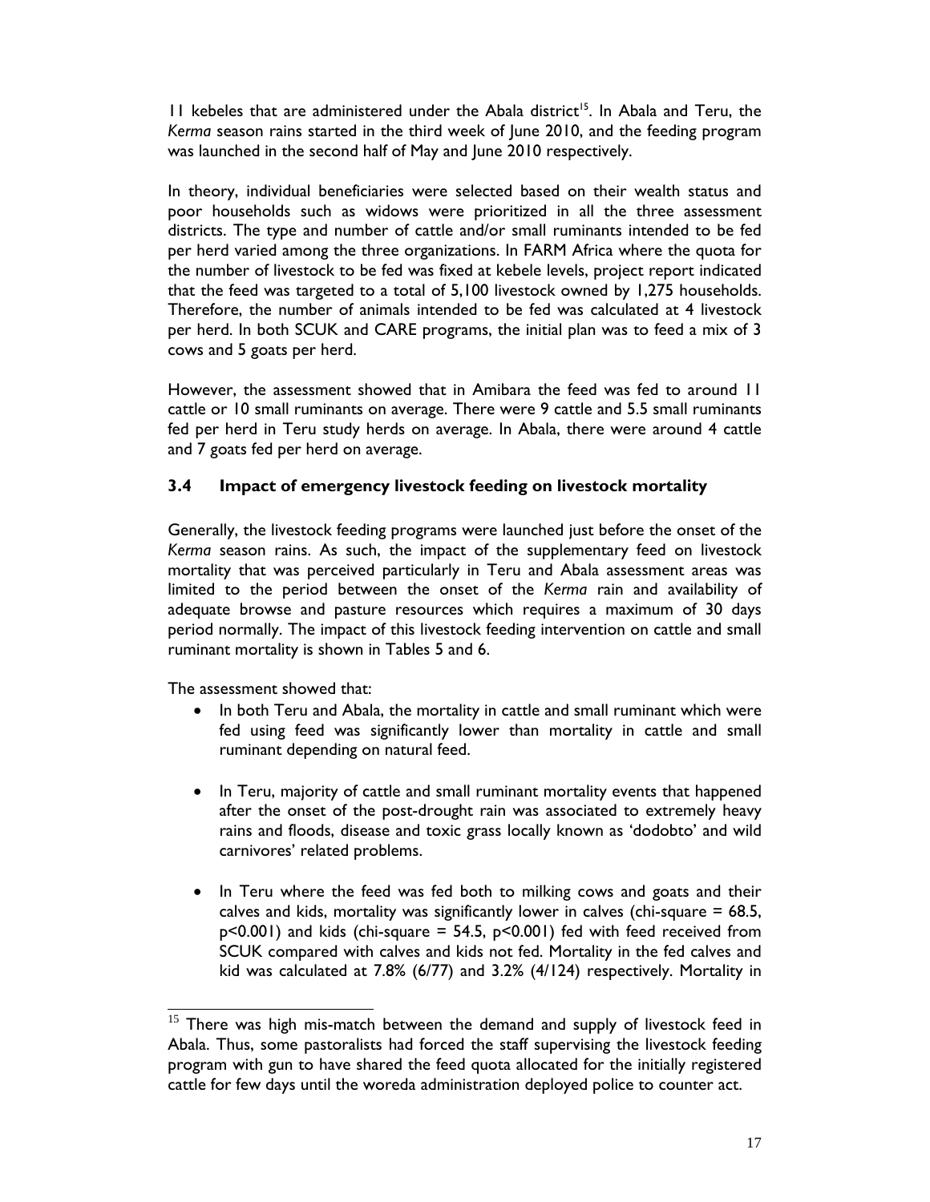11 kebeles that are administered under the Abala district[15]. In Abala and Teru, the *Kerma* season rains started in the third week of June 2010, and the feeding program was launched in the second half of May and June 2010 respectively.

In theory, individual beneficiaries were selected based on their wealth status and poor households such as widows were prioritized in all the three assessment districts. The type and number of cattle and/or small ruminants intended to be fed per herd varied among the three organizations. In FARM Africa where the quota for the number of livestock to be fed was fixed at kebele levels, project report indicated that the feed was targeted to a total of 5,100 livestock owned by 1,275 households. Therefore, the number of animals intended to be fed was calculated at 4 livestock per herd. In both SCUK and CARE programs, the initial plan was to feed a mix of 3 cows and 5 goats per herd.

However, the assessment showed that in Amibara the feed was fed to around 11 cattle or 10 small ruminants on average. There were 9 cattle and 5.5 small ruminants fed per herd in Teru study herds on average. In Abala, there were around 4 cattle and 7 goats fed per herd on average.

### 3.4 Impact of emergency livestock feeding on livestock mortality

Generally, the livestock feeding programs were launched just before the onset of the *Kerma* season rains. As such, the impact of the supplementary feed on livestock mortality that was perceived particularly in Teru and Abala assessment areas was limited to the period between the onset of the *Kerma* rain and availability of adequate browse and pasture resources which requires a maximum of 30 days period normally. The impact of this livestock feeding intervention on cattle and small ruminant mortality is shown in Tables 5 and 6.

The assessment showed that:

- In both Teru and Abala, the mortality in cattle and small ruminant which were fed using feed was significantly lower than mortality in cattle and small ruminant depending on natural feed.

- In Teru, majority of cattle and small ruminant mortality events that happened after the onset of the post-drought rain was associated to extremely heavy rains and floods, disease and toxic grass locally known as 'dodobto' and wild carnivores' related problems.

- In Teru where the feed was fed both to milking cows and goats and their calves and kids, mortality was significantly lower in calves (chi-square = 68.5, $p<0.001$) and kids (chi-square = 54.5, $p<0.001$) fed with feed received from SCUK compared with calves and kids not fed. Mortality in the fed calves and kid was calculated at 7.8% (6/77) and 3.2% (4/124) respectively. Mortality in

---

[15] There was high mis-match between the demand and supply of livestock feed in Abala. Thus, some pastoralists had forced the staff supervising the livestock feeding program with gun to have shared the feed quota allocated for the initially registered cattle for few days until the woreda administration deployed police to counter act.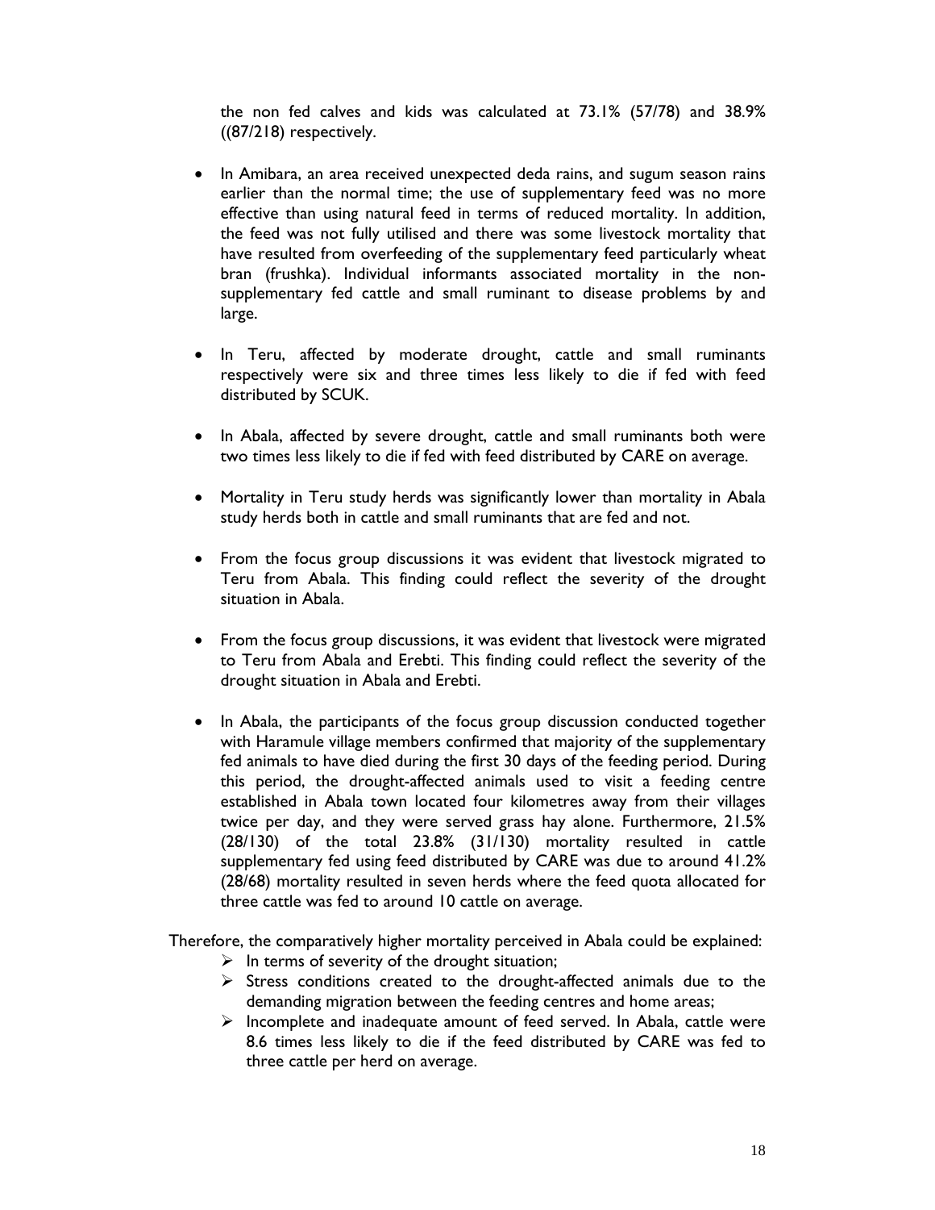the non fed calves and kids was calculated at 73.1% (57/78) and 38.9% ((87/218) respectively.

- In Amibara, an area received unexpected deda rains, and sugum season rains earlier than the normal time; the use of supplementary feed was no more effective than using natural feed in terms of reduced mortality. In addition, the feed was not fully utilised and there was some livestock mortality that have resulted from overfeeding of the supplementary feed particularly wheat bran (frushka). Individual informants associated mortality in the non-supplementary fed cattle and small ruminant to disease problems by and large.

- In Teru, affected by moderate drought, cattle and small ruminants respectively were six and three times less likely to die if fed with feed distributed by SCUK.

- In Abala, affected by severe drought, cattle and small ruminants both were two times less likely to die if fed with feed distributed by CARE on average.

- Mortality in Teru study herds was significantly lower than mortality in Abala study herds both in cattle and small ruminants that are fed and not.

- From the focus group discussions it was evident that livestock migrated to Teru from Abala. This finding could reflect the severity of the drought situation in Abala.

- From the focus group discussions, it was evident that livestock were migrated to Teru from Abala and Erebti. This finding could reflect the severity of the drought situation in Abala and Erebti.

- In Abala, the participants of the focus group discussion conducted together with Haramule village members confirmed that majority of the supplementary fed animals to have died during the first 30 days of the feeding period. During this period, the drought-affected animals used to visit a feeding centre established in Abala town located four kilometres away from their villages twice per day, and they were served grass hay alone. Furthermore, 21.5% (28/130) of the total 23.8% (31/130) mortality resulted in cattle supplementary fed using feed distributed by CARE was due to around 41.2% (28/68) mortality resulted in seven herds where the feed quota allocated for three cattle was fed to around 10 cattle on average.

Therefore, the comparatively higher mortality perceived in Abala could be explained:

- In terms of severity of the drought situation;
- Stress conditions created to the drought-affected animals due to the demanding migration between the feeding centres and home areas;
- Incomplete and inadequate amount of feed served. In Abala, cattle were 8.6 times less likely to die if the feed distributed by CARE was fed to three cattle per herd on average.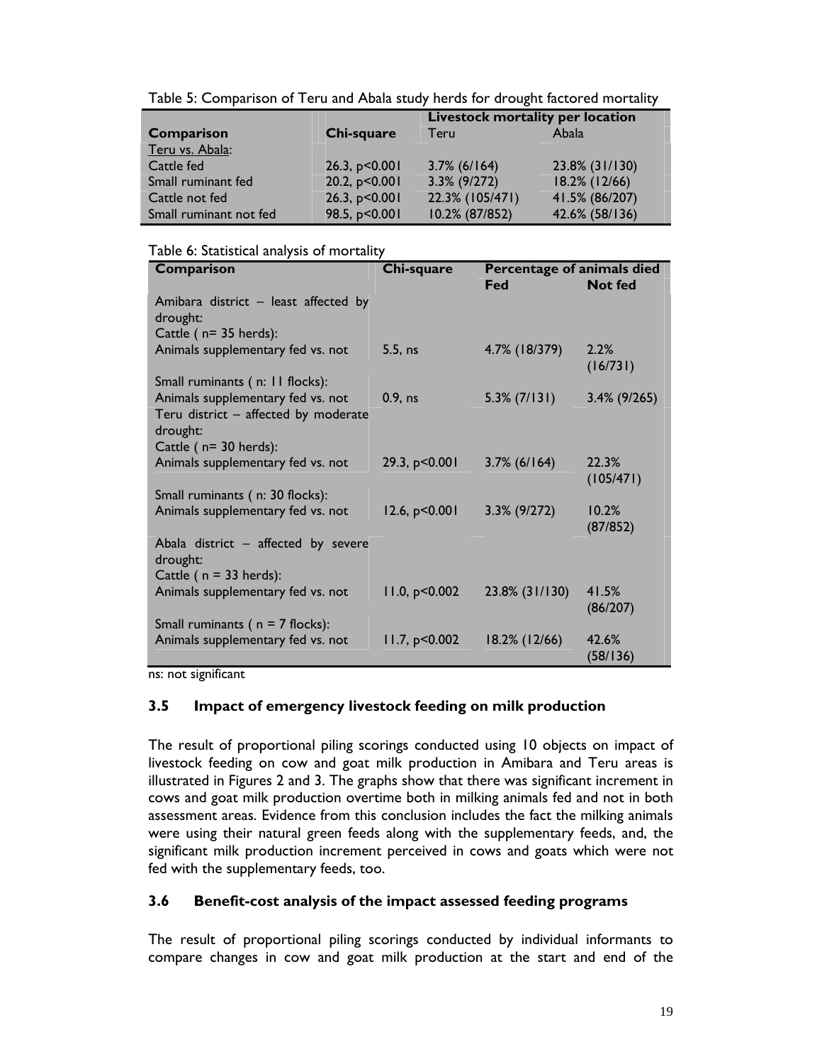Table 5: Comparison of Teru and Abala study herds for drought factored mortality

| Comparison | Chi-square | Livestock mortality per location | |
|---|---|---|---|
| | | Teru | Abala |
| Teru vs. Abala: | | | |
| Cattle fed | 26.3, p<0.001 | 3.7% (6/164) | 23.8% (31/130) |
| Small ruminant fed | 20.2, p<0.001 | 3.3% (9/272) | 18.2% (12/66) |
| Cattle not fed | 26.3, p<0.001 | 22.3% (105/471) | 41.5% (86/207) |
| Small ruminant not fed | 98.5, p<0.001 | 10.2% (87/852) | 42.6% (58/136) |

Table 6: Statistical analysis of mortality

| Comparison | Chi-square | Percentage of animals died | |
|---|---|---|---|
| | | Fed | Not fed |
| Amibara district – least affected by drought: | | | |
| Cattle ( n= 35 herds): | | | |
| Animals supplementary fed vs. not | 5.5, ns | 4.7% (18/379) | 2.2% (16/731) |
| Small ruminants ( n: 11 flocks): | | | |
| Animals supplementary fed vs. not | 0.9, ns | 5.3% (7/131) | 3.4% (9/265) |
| Teru district – affected by moderate drought: | | | |
| Cattle ( n= 30 herds): | | | |
| Animals supplementary fed vs. not | 29.3, p<0.001 | 3.7% (6/164) | 22.3% (105/471) |
| Small ruminants ( n: 30 flocks): | | | |
| Animals supplementary fed vs. not | 12.6, p<0.001 | 3.3% (9/272) | 10.2% (87/852) |
| Abala district – affected by severe drought: | | | |
| Cattle ( n = 33 herds): | | | |
| Animals supplementary fed vs. not | 11.0, p<0.002 | 23.8% (31/130) | 41.5% (86/207) |
| Small ruminants ( n = 7 flocks): | | | |
| Animals supplementary fed vs. not | 11.7, p<0.002 | 18.2% (12/66) | 42.6% (58/136) |

ns: not significant

### 3.5 Impact of emergency livestock feeding on milk production

The result of proportional piling scorings conducted using 10 objects on impact of livestock feeding on cow and goat milk production in Amibara and Teru areas is illustrated in Figures 2 and 3. The graphs show that there was significant increment in cows and goat milk production overtime both in milking animals fed and not in both assessment areas. Evidence from this conclusion includes the fact the milking animals were using their natural green feeds along with the supplementary feeds, and, the significant milk production increment perceived in cows and goats which were not fed with the supplementary feeds, too.

### 3.6 Benefit-cost analysis of the impact assessed feeding programs

The result of proportional piling scorings conducted by individual informants to compare changes in cow and goat milk production at the start and end of the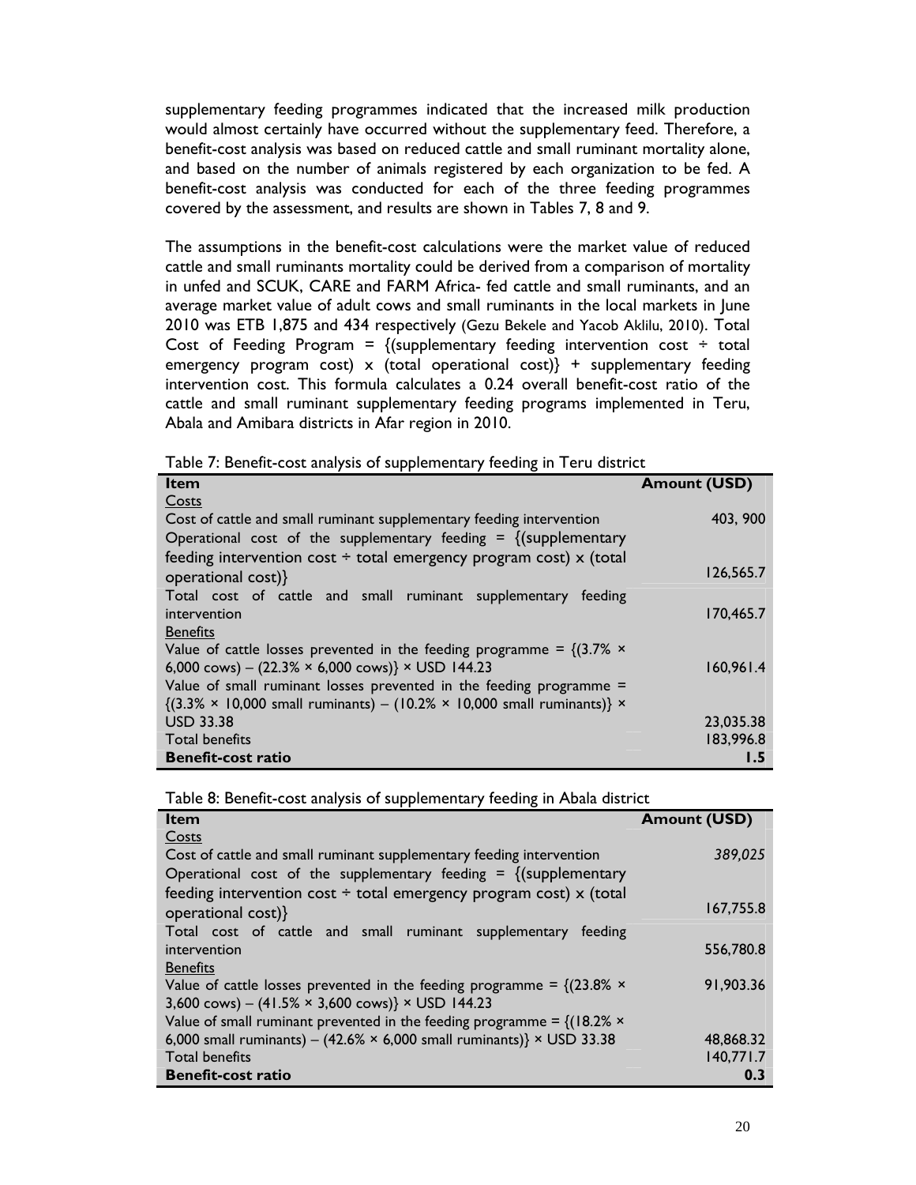supplementary feeding programmes indicated that the increased milk production would almost certainly have occurred without the supplementary feed. Therefore, a benefit-cost analysis was based on reduced cattle and small ruminant mortality alone, and based on the number of animals registered by each organization to be fed. A benefit-cost analysis was conducted for each of the three feeding programmes covered by the assessment, and results are shown in Tables 7, 8 and 9.

The assumptions in the benefit-cost calculations were the market value of reduced cattle and small ruminants mortality could be derived from a comparison of mortality in unfed and SCUK, CARE and FARM Africa- fed cattle and small ruminants, and an average market value of adult cows and small ruminants in the local markets in June 2010 was ETB 1,875 and 434 respectively (Gezu Bekele and Yacob Aklilu, 2010). Total Cost of Feeding Program = {(supplementary feeding intervention cost ÷ total emergency program cost) x (total operational cost)} + supplementary feeding intervention cost. This formula calculates a 0.24 overall benefit-cost ratio of the cattle and small ruminant supplementary feeding programs implemented in Teru, Abala and Amibara districts in Afar region in 2010.

Table 7: Benefit-cost analysis of supplementary feeding in Teru district

| Item | Amount (USD) |
|---|---|
| Costs | |
| Cost of cattle and small ruminant supplementary feeding intervention | 403, 900 |
| Operational cost of the supplementary feeding = {(supplementary feeding intervention cost ÷ total emergency program cost) x (total operational cost)} | 126,565.7 |
| Total cost of cattle and small ruminant supplementary feeding intervention | 170,465.7 |
| Benefits | |
| Value of cattle losses prevented in the feeding programme = {(3.7% × 6,000 cows) – (22.3% × 6,000 cows)} × USD 144.23 | 160,961.4 |
| Value of small ruminant losses prevented in the feeding programme = {(3.3% × 10,000 small ruminants) – (10.2% × 10,000 small ruminants)} × USD 33.38 | 23,035.38 |
| Total benefits | 183,996.8 |
| **Benefit-cost ratio** | **1.5** |

Table 8: Benefit-cost analysis of supplementary feeding in Abala district

| Item | Amount (USD) |
|---|---|
| Costs | |
| Cost of cattle and small ruminant supplementary feeding intervention | *389,025* |
| Operational cost of the supplementary feeding = {(supplementary feeding intervention cost ÷ total emergency program cost) x (total operational cost)} | 167,755.8 |
| Total cost of cattle and small ruminant supplementary feeding intervention | 556,780.8 |
| Benefits | |
| Value of cattle losses prevented in the feeding programme = {(23.8% × 3,600 cows) – (41.5% × 3,600 cows)} × USD 144.23 | 91,903.36 |
| Value of small ruminant prevented in the feeding programme = {(18.2% × 6,000 small ruminants) – (42.6% × 6,000 small ruminants)} × USD 33.38 | 48,868.32 |
| Total benefits | 140,771.7 |
| **Benefit-cost ratio** | **0.3** |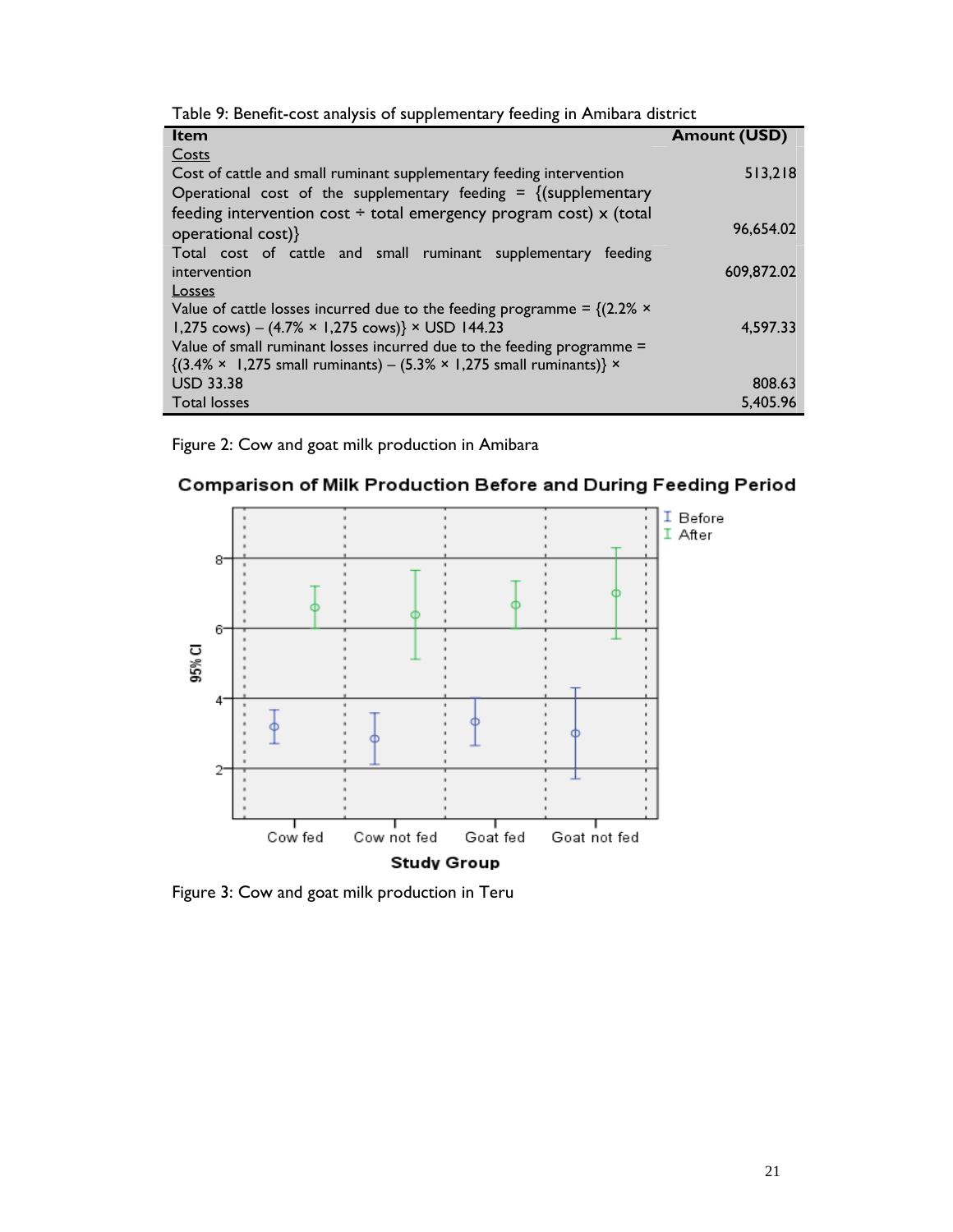Table 9: Benefit-cost analysis of supplementary feeding in Amibara district

| Item | Amount (USD) |
|---|---|
| Costs | |
| Cost of cattle and small ruminant supplementary feeding intervention | 513,218 |
| Operational cost of the supplementary feeding = {(supplementary feeding intervention cost ÷ total emergency program cost) x (total operational cost)} | 96,654.02 |
| Total cost of cattle and small ruminant supplementary feeding intervention | 609,872.02 |
| Losses | |
| Value of cattle losses incurred due to the feeding programme = {(2.2% × 1,275 cows) – (4.7% × 1,275 cows)} × USD 144.23 | 4,597.33 |
| Value of small ruminant losses incurred due to the feeding programme = {(3.4% × 1,275 small ruminants) – (5.3% × 1,275 small ruminants)} × USD 33.38 | 808.63 |
| Total losses | 5,405.96 |

Figure 2: Cow and goat milk production in Amibara

Figure 3: Cow and goat milk production in Teru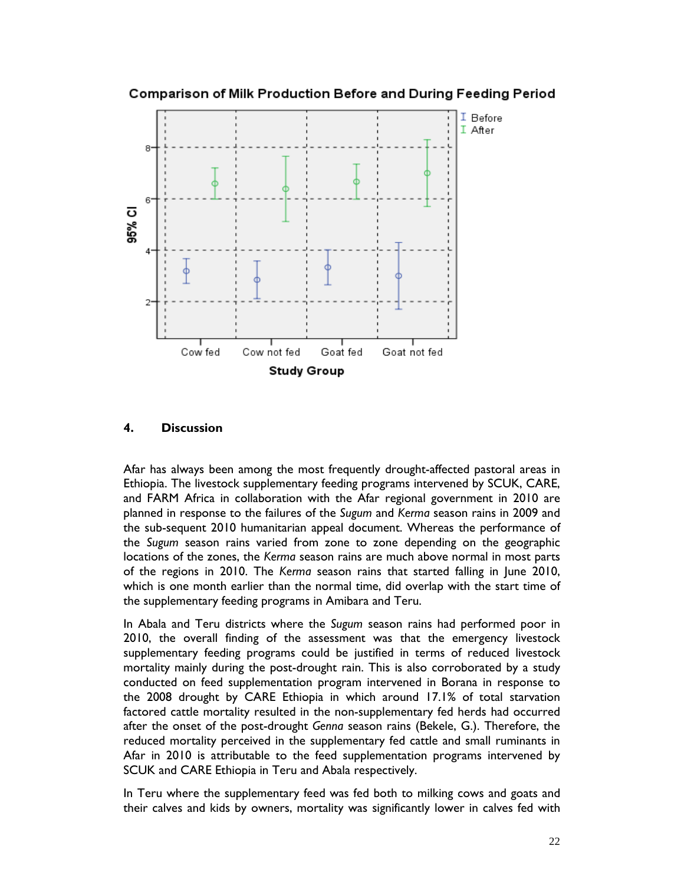Comparison of Milk Production Before and During Feeding Period

## 4. Discussion

Afar has always been among the most frequently drought-affected pastoral areas in Ethiopia. The livestock supplementary feeding programs intervened by SCUK, CARE, and FARM Africa in collaboration with the Afar regional government in 2010 are planned in response to the failures of the *Sugum* and *Kerma* season rains in 2009 and the sub-sequent 2010 humanitarian appeal document. Whereas the performance of the *Sugum* season rains varied from zone to zone depending on the geographic locations of the zones, the *Kerma* season rains are much above normal in most parts of the regions in 2010. The *Kerma* season rains that started falling in June 2010, which is one month earlier than the normal time, did overlap with the start time of the supplementary feeding programs in Amibara and Teru.

In Abala and Teru districts where the *Sugum* season rains had performed poor in 2010, the overall finding of the assessment was that the emergency livestock supplementary feeding programs could be justified in terms of reduced livestock mortality mainly during the post-drought rain. This is also corroborated by a study conducted on feed supplementation program intervened in Borana in response to the 2008 drought by CARE Ethiopia in which around 17.1% of total starvation factored cattle mortality resulted in the non-supplementary fed herds had occurred after the onset of the post-drought *Genna* season rains (Bekele, G.). Therefore, the reduced mortality perceived in the supplementary fed cattle and small ruminants in Afar in 2010 is attributable to the feed supplementation programs intervened by SCUK and CARE Ethiopia in Teru and Abala respectively.

In Teru where the supplementary feed was fed both to milking cows and goats and their calves and kids by owners, mortality was significantly lower in calves fed with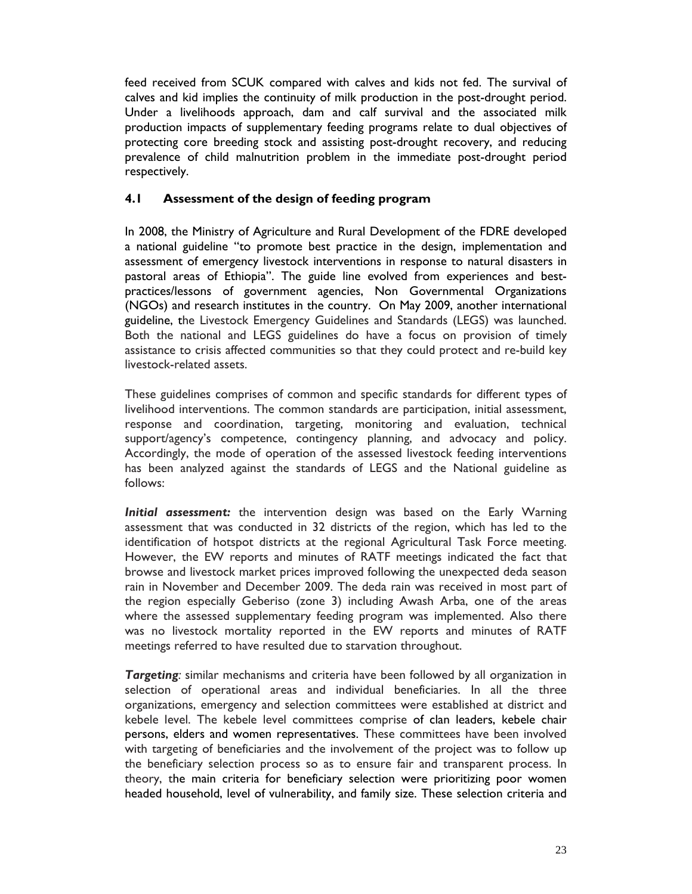feed received from SCUK compared with calves and kids not fed. The survival of calves and kid implies the continuity of milk production in the post-drought period. Under a livelihoods approach, dam and calf survival and the associated milk production impacts of supplementary feeding programs relate to dual objectives of protecting core breeding stock and assisting post-drought recovery, and reducing prevalence of child malnutrition problem in the immediate post-drought period respectively.

### 4.1 Assessment of the design of feeding program

In 2008, the Ministry of Agriculture and Rural Development of the FDRE developed a national guideline "to promote best practice in the design, implementation and assessment of emergency livestock interventions in response to natural disasters in pastoral areas of Ethiopia". The guide line evolved from experiences and best-practices/lessons of government agencies, Non Governmental Organizations (NGOs) and research institutes in the country. On May 2009, another international guideline, the Livestock Emergency Guidelines and Standards (LEGS) was launched. Both the national and LEGS guidelines do have a focus on provision of timely assistance to crisis affected communities so that they could protect and re-build key livestock-related assets.

These guidelines comprises of common and specific standards for different types of livelihood interventions. The common standards are participation, initial assessment, response and coordination, targeting, monitoring and evaluation, technical support/agency's competence, contingency planning, and advocacy and policy. Accordingly, the mode of operation of the assessed livestock feeding interventions has been analyzed against the standards of LEGS and the National guideline as follows:

***Initial assessment:*** the intervention design was based on the Early Warning assessment that was conducted in 32 districts of the region, which has led to the identification of hotspot districts at the regional Agricultural Task Force meeting. However, the EW reports and minutes of RATF meetings indicated the fact that browse and livestock market prices improved following the unexpected deda season rain in November and December 2009. The deda rain was received in most part of the region especially Geberiso (zone 3) including Awash Arba, one of the areas where the assessed supplementary feeding program was implemented. Also there was no livestock mortality reported in the EW reports and minutes of RATF meetings referred to have resulted due to starvation throughout.

***Targeting***: similar mechanisms and criteria have been followed by all organization in selection of operational areas and individual beneficiaries. In all the three organizations, emergency and selection committees were established at district and kebele level. The kebele level committees comprise of clan leaders, kebele chair persons, elders and women representatives. These committees have been involved with targeting of beneficiaries and the involvement of the project was to follow up the beneficiary selection process so as to ensure fair and transparent process. In theory, the main criteria for beneficiary selection were prioritizing poor women headed household, level of vulnerability, and family size. These selection criteria and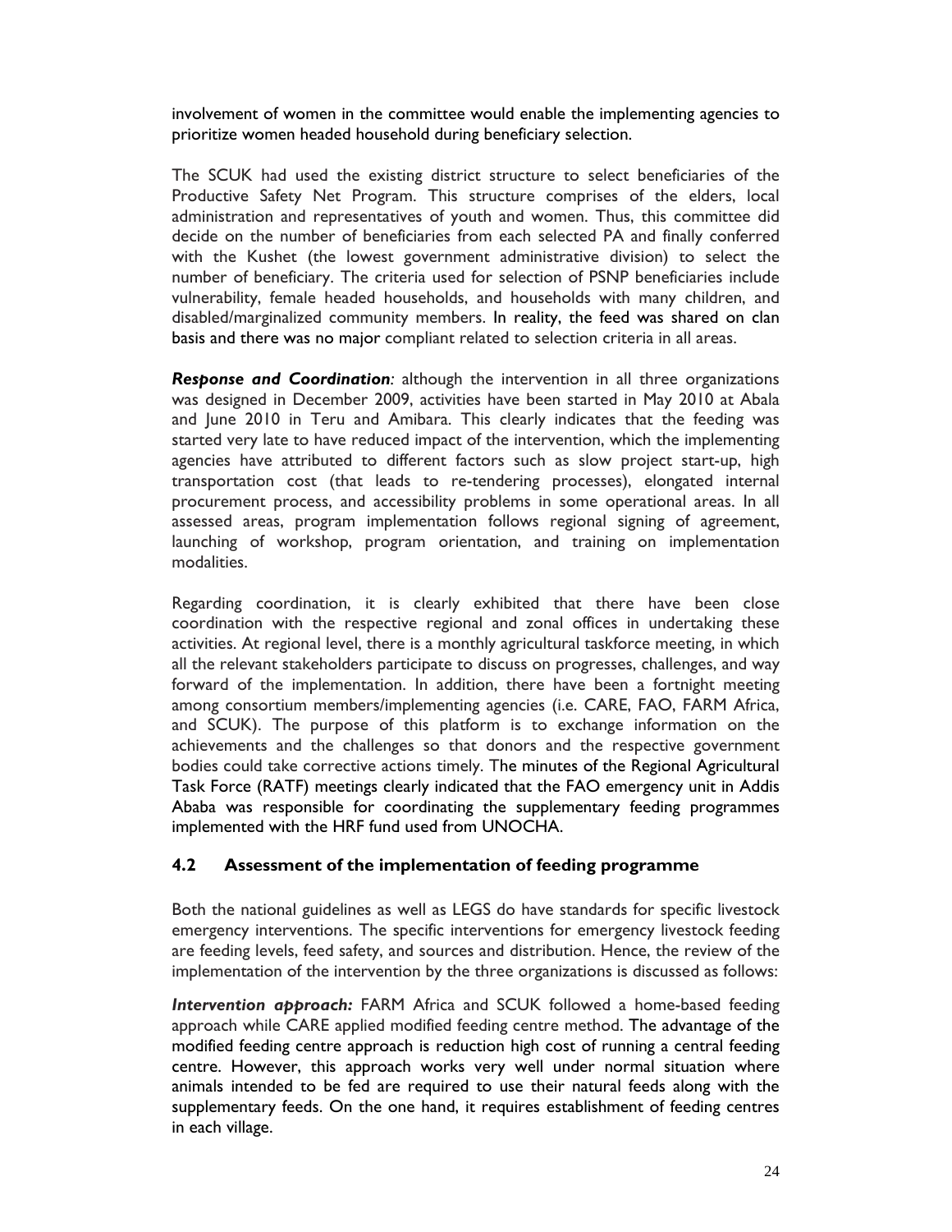involvement of women in the committee would enable the implementing agencies to prioritize women headed household during beneficiary selection.

The SCUK had used the existing district structure to select beneficiaries of the Productive Safety Net Program. This structure comprises of the elders, local administration and representatives of youth and women. Thus, this committee did decide on the number of beneficiaries from each selected PA and finally conferred with the Kushet (the lowest government administrative division) to select the number of beneficiary. The criteria used for selection of PSNP beneficiaries include vulnerability, female headed households, and households with many children, and disabled/marginalized community members. In reality, the feed was shared on clan basis and there was no major compliant related to selection criteria in all areas.

***Response and Coordination:*** although the intervention in all three organizations was designed in December 2009, activities have been started in May 2010 at Abala and June 2010 in Teru and Amibara. This clearly indicates that the feeding was started very late to have reduced impact of the intervention, which the implementing agencies have attributed to different factors such as slow project start-up, high transportation cost (that leads to re-tendering processes), elongated internal procurement process, and accessibility problems in some operational areas. In all assessed areas, program implementation follows regional signing of agreement, launching of workshop, program orientation, and training on implementation modalities.

Regarding coordination, it is clearly exhibited that there have been close coordination with the respective regional and zonal offices in undertaking these activities. At regional level, there is a monthly agricultural taskforce meeting, in which all the relevant stakeholders participate to discuss on progresses, challenges, and way forward of the implementation. In addition, there have been a fortnight meeting among consortium members/implementing agencies (i.e. CARE, FAO, FARM Africa, and SCUK). The purpose of this platform is to exchange information on the achievements and the challenges so that donors and the respective government bodies could take corrective actions timely. The minutes of the Regional Agricultural Task Force (RATF) meetings clearly indicated that the FAO emergency unit in Addis Ababa was responsible for coordinating the supplementary feeding programmes implemented with the HRF fund used from UNOCHA.

## 4.2 Assessment of the implementation of feeding programme

Both the national guidelines as well as LEGS do have standards for specific livestock emergency interventions. The specific interventions for emergency livestock feeding are feeding levels, feed safety, and sources and distribution. Hence, the review of the implementation of the intervention by the three organizations is discussed as follows:

***Intervention approach:*** FARM Africa and SCUK followed a home-based feeding approach while CARE applied modified feeding centre method. The advantage of the modified feeding centre approach is reduction high cost of running a central feeding centre. However, this approach works very well under normal situation where animals intended to be fed are required to use their natural feeds along with the supplementary feeds. On the one hand, it requires establishment of feeding centres in each village.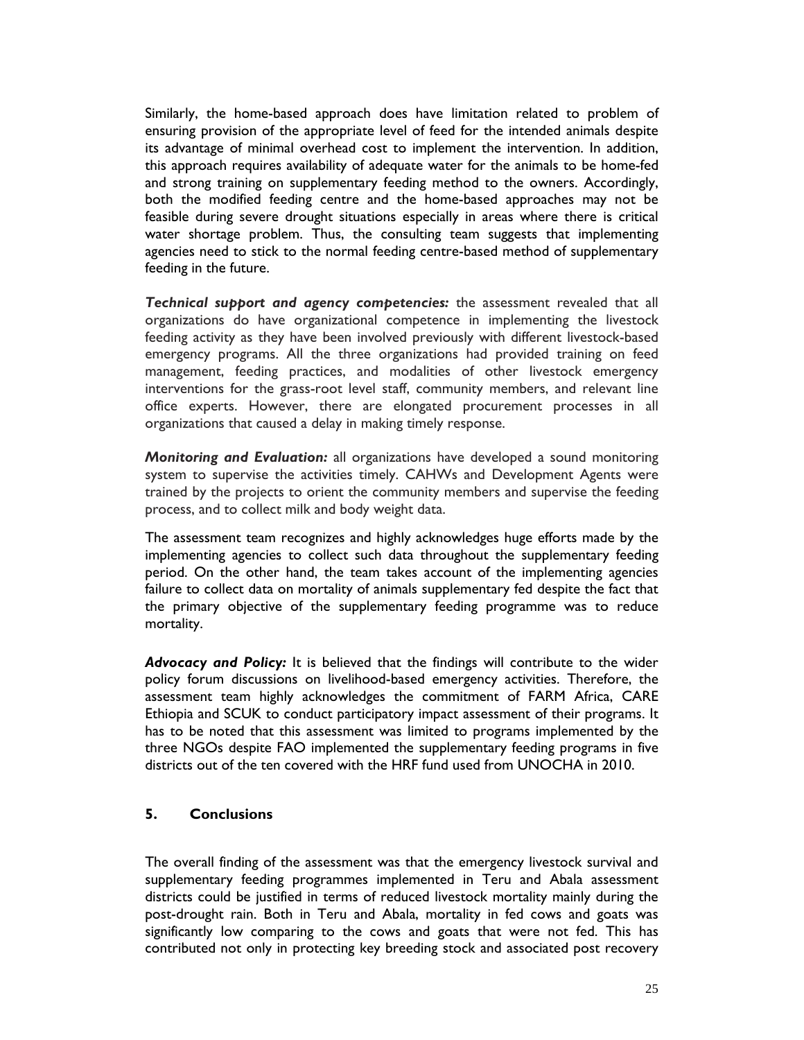Similarly, the home-based approach does have limitation related to problem of ensuring provision of the appropriate level of feed for the intended animals despite its advantage of minimal overhead cost to implement the intervention. In addition, this approach requires availability of adequate water for the animals to be home-fed and strong training on supplementary feeding method to the owners. Accordingly, both the modified feeding centre and the home-based approaches may not be feasible during severe drought situations especially in areas where there is critical water shortage problem. Thus, the consulting team suggests that implementing agencies need to stick to the normal feeding centre-based method of supplementary feeding in the future.

***Technical support and agency competencies:*** the assessment revealed that all organizations do have organizational competence in implementing the livestock feeding activity as they have been involved previously with different livestock-based emergency programs. All the three organizations had provided training on feed management, feeding practices, and modalities of other livestock emergency interventions for the grass-root level staff, community members, and relevant line office experts. However, there are elongated procurement processes in all organizations that caused a delay in making timely response.

***Monitoring and Evaluation:*** all organizations have developed a sound monitoring system to supervise the activities timely. CAHWs and Development Agents were trained by the projects to orient the community members and supervise the feeding process, and to collect milk and body weight data.

The assessment team recognizes and highly acknowledges huge efforts made by the implementing agencies to collect such data throughout the supplementary feeding period. On the other hand, the team takes account of the implementing agencies failure to collect data on mortality of animals supplementary fed despite the fact that the primary objective of the supplementary feeding programme was to reduce mortality.

***Advocacy and Policy:*** It is believed that the findings will contribute to the wider policy forum discussions on livelihood-based emergency activities. Therefore, the assessment team highly acknowledges the commitment of FARM Africa, CARE Ethiopia and SCUK to conduct participatory impact assessment of their programs. It has to be noted that this assessment was limited to programs implemented by the three NGOs despite FAO implemented the supplementary feeding programs in five districts out of the ten covered with the HRF fund used from UNOCHA in 2010.

## 5. Conclusions

The overall finding of the assessment was that the emergency livestock survival and supplementary feeding programmes implemented in Teru and Abala assessment districts could be justified in terms of reduced livestock mortality mainly during the post-drought rain. Both in Teru and Abala, mortality in fed cows and goats was significantly low comparing to the cows and goats that were not fed. This has contributed not only in protecting key breeding stock and associated post recovery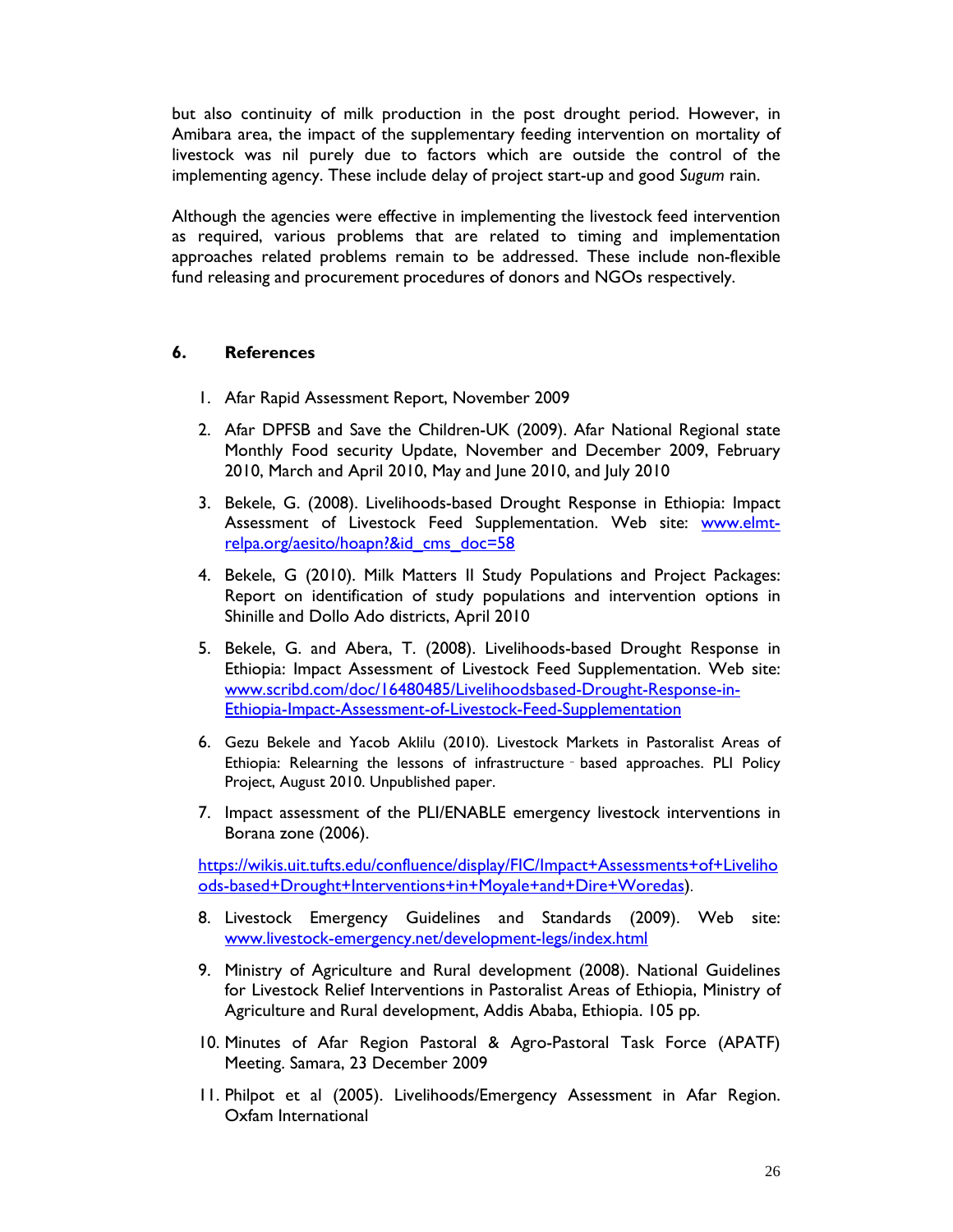but also continuity of milk production in the post drought period. However, in Amibara area, the impact of the supplementary feeding intervention on mortality of livestock was nil purely due to factors which are outside the control of the implementing agency. These include delay of project start-up and good *Sugum* rain.

Although the agencies were effective in implementing the livestock feed intervention as required, various problems that are related to timing and implementation approaches related problems remain to be addressed. These include non-flexible fund releasing and procurement procedures of donors and NGOs respectively.

## 6. References

1. Afar Rapid Assessment Report, November 2009
2. Afar DPFSB and Save the Children-UK (2009). Afar National Regional state Monthly Food security Update, November and December 2009, February 2010, March and April 2010, May and June 2010, and July 2010
3. Bekele, G. (2008). Livelihoods-based Drought Response in Ethiopia: Impact Assessment of Livestock Feed Supplementation. Web site: www.elmt-relpa.org/aesito/hoapn?&id_cms_doc=58
4. Bekele, G (2010). Milk Matters II Study Populations and Project Packages: Report on identification of study populations and intervention options in Shinille and Dollo Ado districts, April 2010
5. Bekele, G. and Abera, T. (2008). Livelihoods-based Drought Response in Ethiopia: Impact Assessment of Livestock Feed Supplementation. Web site: www.scribd.com/doc/16480485/Livelihoodsbased-Drought-Response-in-Ethiopia-Impact-Assessment-of-Livestock-Feed-Supplementation
6. Gezu Bekele and Yacob Aklilu (2010). Livestock Markets in Pastoralist Areas of Ethiopia: Relearning the lessons of infrastructure - based approaches. PLI Policy Project, August 2010. Unpublished paper.
7. Impact assessment of the PLI/ENABLE emergency livestock interventions in Borana zone (2006).

   https://wikis.uit.tufts.edu/confluence/display/FIC/Impact+Assessments+of+Livelihoods-based+Drought+Interventions+in+Moyale+and+Dire+Woredas).
8. Livestock Emergency Guidelines and Standards (2009). Web site: www.livestock-emergency.net/development-legs/index.html
9. Ministry of Agriculture and Rural development (2008). National Guidelines for Livestock Relief Interventions in Pastoralist Areas of Ethiopia, Ministry of Agriculture and Rural development, Addis Ababa, Ethiopia. 105 pp.
10. Minutes of Afar Region Pastoral & Agro-Pastoral Task Force (APATF) Meeting. Samara, 23 December 2009
11. Philpot et al (2005). Livelihoods/Emergency Assessment in Afar Region. Oxfam International